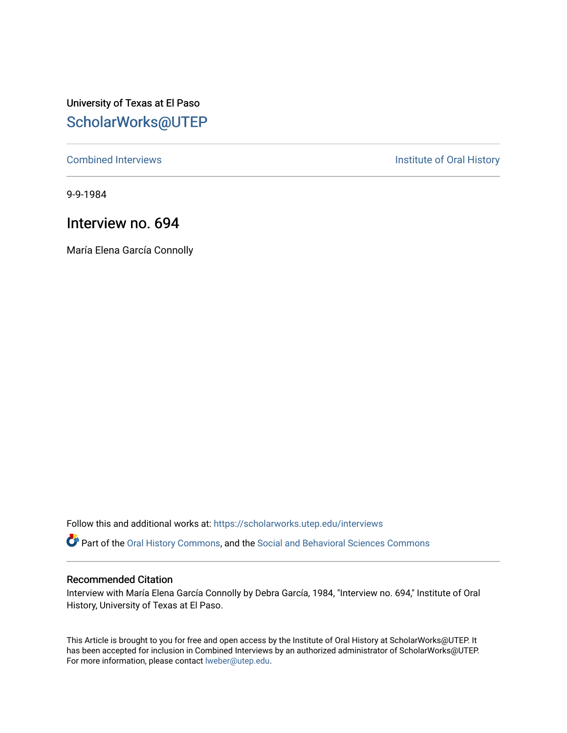University of Texas at El Paso

# ScholarWorks@UTEP

Combined Interviews | Institute of Oral History

9-9-1984

## Interview no. 694

María Elena García Connolly

Follow this and additional works at: https://scholarworks.utep.edu/interviews

Part of the Oral History Commons, and the Social and Behavioral Sciences Commons

### Recommended Citation

Interview with María Elena García Connolly by Debra García, 1984, "Interview no. 694," Institute of Oral History, University of Texas at El Paso.

This Article is brought to you for free and open access by the Institute of Oral History at ScholarWorks@UTEP. It has been accepted for inclusion in Combined Interviews by an authorized administrator of ScholarWorks@UTEP. For more information, please contact lweber@utep.edu.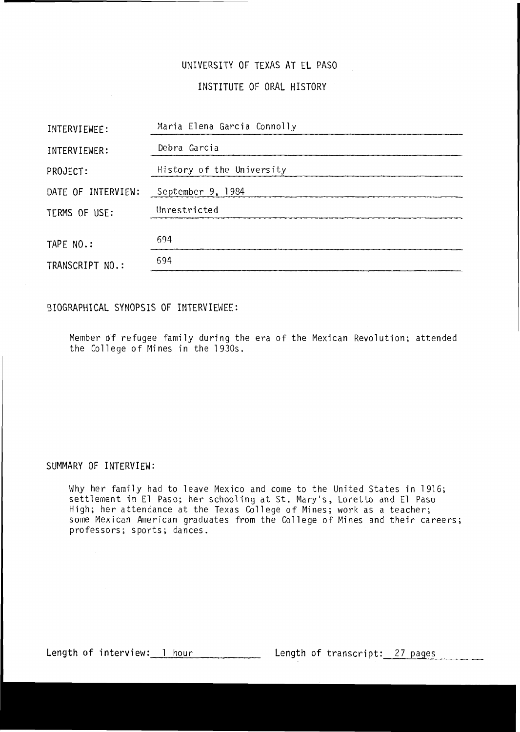# UNIVERSITY OF TEXAS AT EL PASO

## INSTITUTE OF ORAL HISTORY

| | |
|---|---|
| INTERVIEWEE: | Maria Elena Garcia Connolly |
| INTERVIEWER: | Debra Garcia |
| PROJECT: | History of the University |
| DATE OF INTERVIEW: | September 9, 1984 |
| TERMS OF USE: | Unrestricted |
| TAPE NO.: | 694 |
| TRANSCRIPT NO.: | 694 |

BIOGRAPHICAL SYNOPSIS OF INTERVIEWEE:

Member of refugee family during the era of the Mexican Revolution; attended the College of Mines in the 1930s.

SUMMARY OF INTERVIEW:

Why her family had to leave Mexico and come to the United States in 1916; settlement in El Paso; her schooling at St. Mary's, Loretto and El Paso High; her attendance at the Texas College of Mines; work as a teacher; some Mexican American graduates from the College of Mines and their careers; professors; sports; dances.

Length of interview: 1 hour　　　　Length of transcript: 27 pages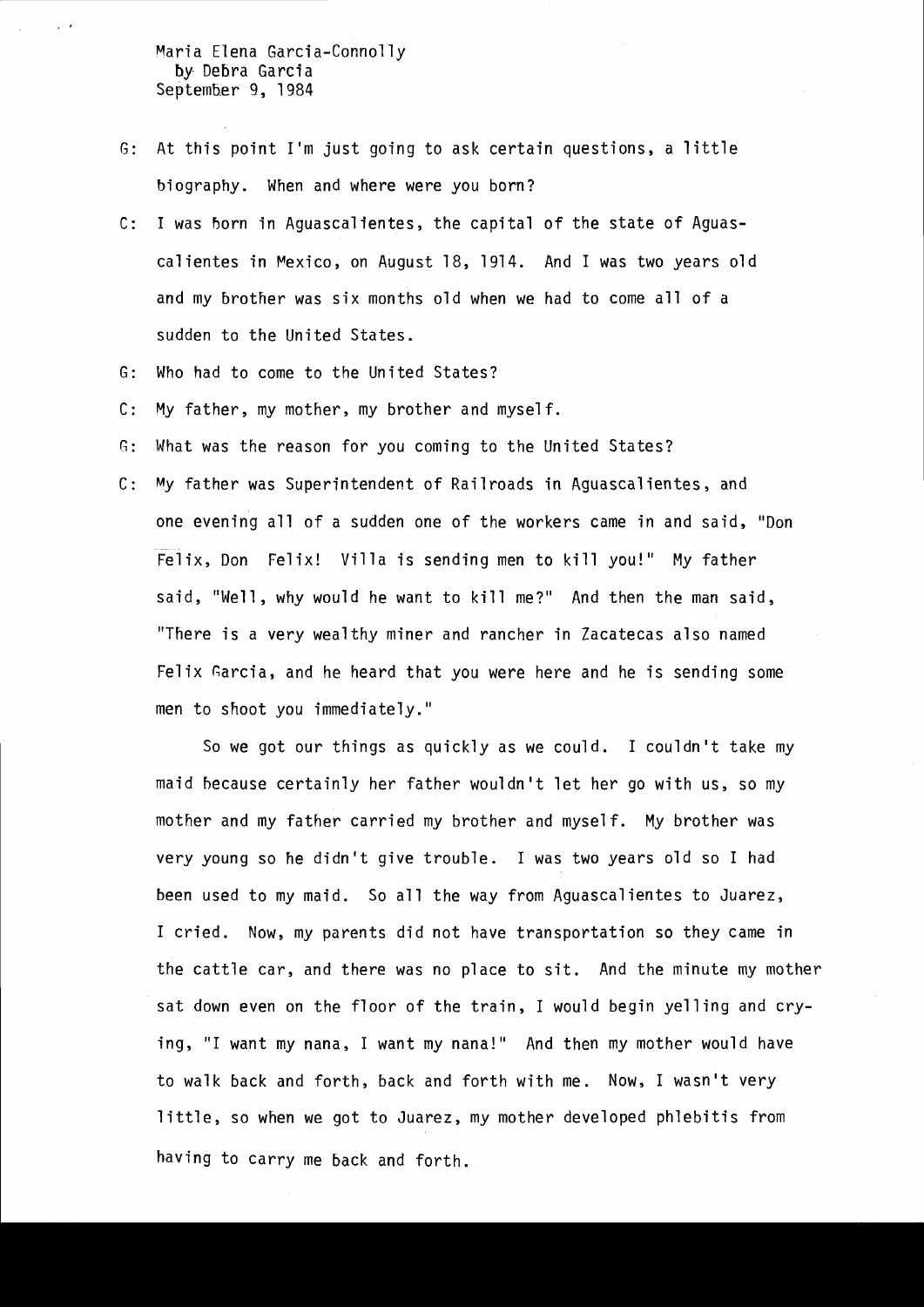Maria Elena Garcia-Connolly
by Debra Garcia
September 9, 1984

G: At this point I'm just going to ask certain questions, a little biography. When and where were you born?

C: I was born in Aguascalientes, the capital of the state of Aguascalientes in Mexico, on August 18, 1914. And I was two years old and my brother was six months old when we had to come all of a sudden to the United States.

G: Who had to come to the United States?

C: My father, my mother, my brother and myself.

G: What was the reason for you coming to the United States?

C: My father was Superintendent of Railroads in Aguascalientes, and one evening all of a sudden one of the workers came in and said, "Don Felix, Don Felix! Villa is sending men to kill you!" My father said, "Well, why would he want to kill me?" And then the man said, "There is a very wealthy miner and rancher in Zacatecas also named Felix Garcia, and he heard that you were here and he is sending some men to shoot you immediately."

So we got our things as quickly as we could. I couldn't take my maid because certainly her father wouldn't let her go with us, so my mother and my father carried my brother and myself. My brother was very young so he didn't give trouble. I was two years old so I had been used to my maid. So all the way from Aguascalientes to Juarez, I cried. Now, my parents did not have transportation so they came in the cattle car, and there was no place to sit. And the minute my mother sat down even on the floor of the train, I would begin yelling and crying, "I want my nana, I want my nana!" And then my mother would have to walk back and forth, back and forth with me. Now, I wasn't very little, so when we got to Juarez, my mother developed phlebitis from having to carry me back and forth.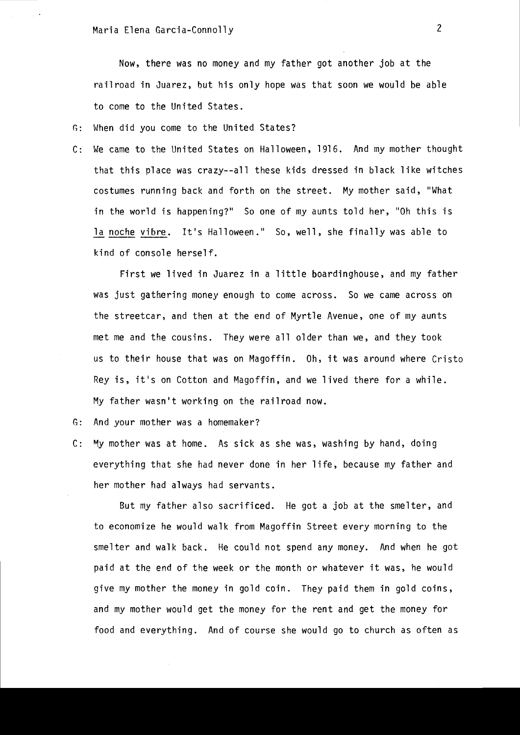Now, there was no money and my father got another job at the railroad in Juarez, but his only hope was that soon we would be able to come to the United States.

G: When did you come to the United States?

C: We came to the United States on Halloween, 1916. And my mother thought that this place was crazy--all these kids dressed in black like witches costumes running back and forth on the street. My mother said, "What in the world is happening?" So one of my aunts told her, "Oh this is _la noche vibre_. It's Halloween." So, well, she finally was able to kind of console herself.

First we lived in Juarez in a little boardinghouse, and my father was just gathering money enough to come across. So we came across on the streetcar, and then at the end of Myrtle Avenue, one of my aunts met me and the cousins. They were all older than we, and they took us to their house that was on Magoffin. Oh, it was around where Cristo Rey is, it's on Cotton and Magoffin, and we lived there for a while. My father wasn't working on the railroad now.

G: And your mother was a homemaker?

C: My mother was at home. As sick as she was, washing by hand, doing everything that she had never done in her life, because my father and her mother had always had servants.

But my father also sacrificed. He got a job at the smelter, and to economize he would walk from Magoffin Street every morning to the smelter and walk back. He could not spend any money. And when he got paid at the end of the week or the month or whatever it was, he would give my mother the money in gold coin. They paid them in gold coins, and my mother would get the money for the rent and get the money for food and everything. And of course she would go to church as often as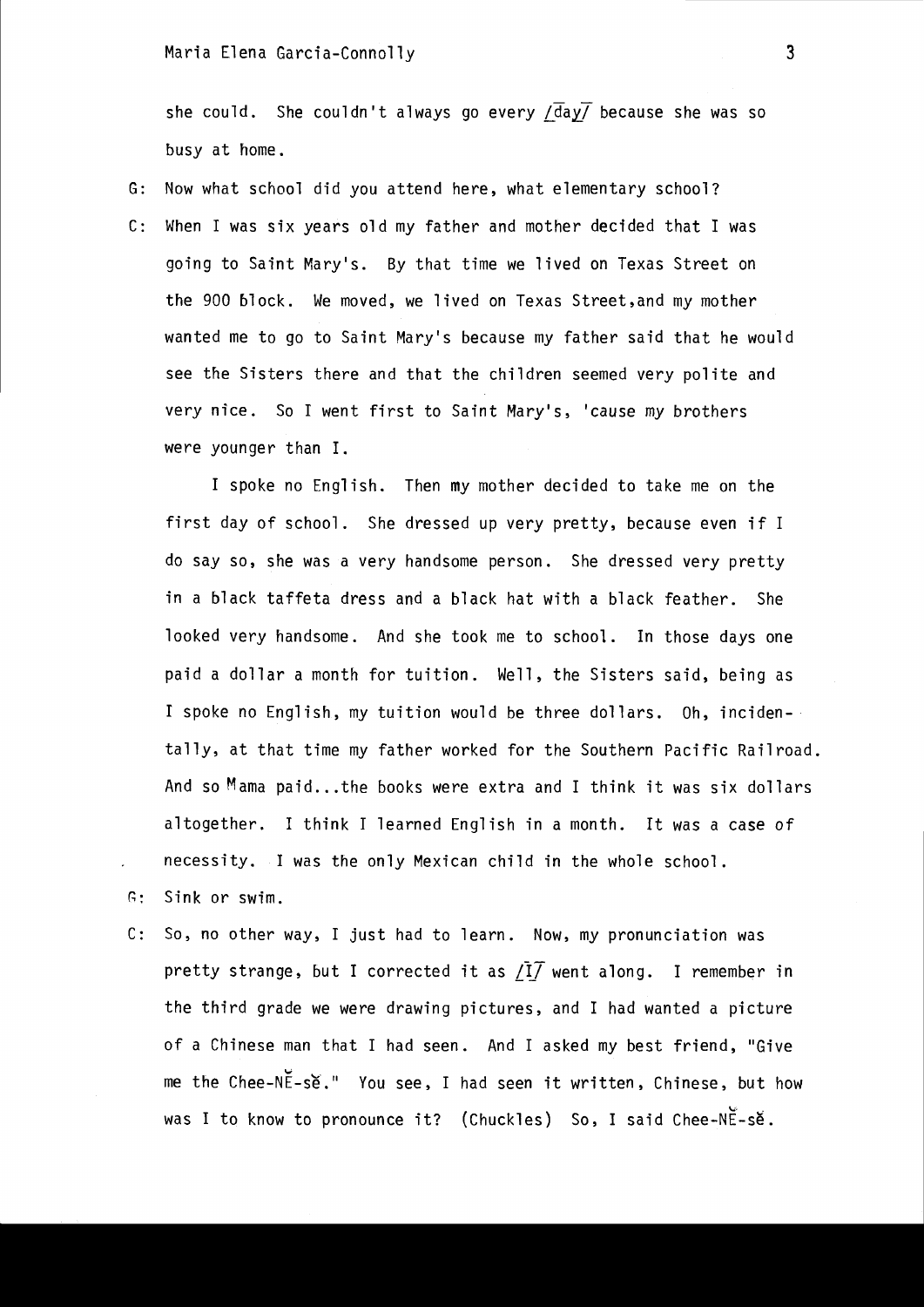she could. She couldn't always go every /day/ because she was so busy at home.

G: Now what school did you attend here, what elementary school?

C: When I was six years old my father and mother decided that I was going to Saint Mary's. By that time we lived on Texas Street on the 900 block. We moved, we lived on Texas Street, and my mother wanted me to go to Saint Mary's because my father said that he would see the Sisters there and that the children seemed very polite and very nice. So I went first to Saint Mary's, 'cause my brothers were younger than I.

I spoke no English. Then my mother decided to take me on the first day of school. She dressed up very pretty, because even if I do say so, she was a very handsome person. She dressed very pretty in a black taffeta dress and a black hat with a black feather. She looked very handsome. And she took me to school. In those days one paid a dollar a month for tuition. Well, the Sisters said, being as I spoke no English, my tuition would be three dollars. Oh, incidentally, at that time my father worked for the Southern Pacific Railroad. And so Mama paid...the books were extra and I think it was six dollars altogether. I think I learned English in a month. It was a case of necessity. I was the only Mexican child in the whole school.

G: Sink or swim.

C: So, no other way, I just had to learn. Now, my pronunciation was pretty strange, but I corrected it as /I/ went along. I remember in the third grade we were drawing pictures, and I had wanted a picture of a Chinese man that I had seen. And I asked my best friend, "Give me the Chee-NĔ-sĕ." You see, I had seen it written, Chinese, but how was I to know to pronounce it? (Chuckles) So, I said Chee-NĔ-sĕ.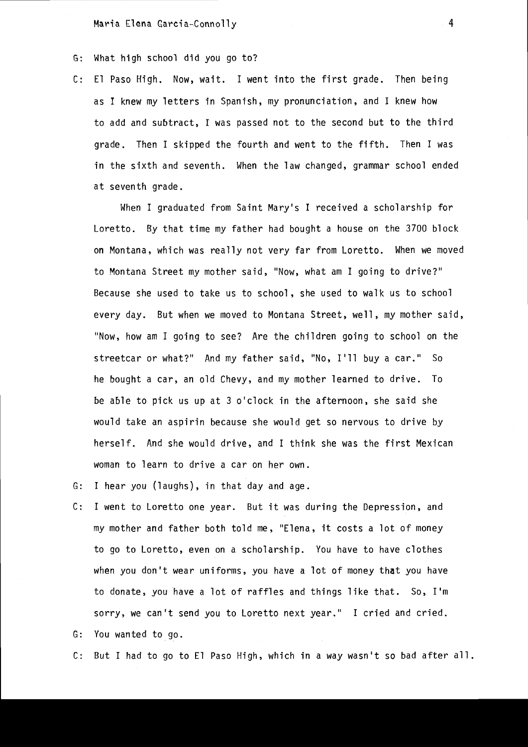G: What high school did you go to?

C: El Paso High. Now, wait. I went into the first grade. Then being as I knew my letters in Spanish, my pronunciation, and I knew how to add and subtract, I was passed not to the second but to the third grade. Then I skipped the fourth and went to the fifth. Then I was in the sixth and seventh. When the law changed, grammar school ended at seventh grade.

When I graduated from Saint Mary's I received a scholarship for Loretto. By that time my father had bought a house on the 3700 block on Montana, which was really not very far from Loretto. When we moved to Montana Street my mother said, "Now, what am I going to drive?" Because she used to take us to school, she used to walk us to school every day. But when we moved to Montana Street, well, my mother said, "Now, how am I going to see? Are the children going to school on the streetcar or what?" And my father said, "No, I'll buy a car." So he bought a car, an old Chevy, and my mother learned to drive. To be able to pick us up at 3 o'clock in the afternoon, she said she would take an aspirin because she would get so nervous to drive by herself. And she would drive, and I think she was the first Mexican woman to learn to drive a car on her own.

G: I hear you (laughs), in that day and age.

C: I went to Loretto one year. But it was during the Depression, and my mother and father both told me, "Elena, it costs a lot of money to go to Loretto, even on a scholarship. You have to have clothes when you don't wear uniforms, you have a lot of money that you have to donate, you have a lot of raffles and things like that. So, I'm sorry, we can't send you to Loretto next year." I cried and cried.

G: You wanted to go.

C: But I had to go to El Paso High, which in a way wasn't so bad after all.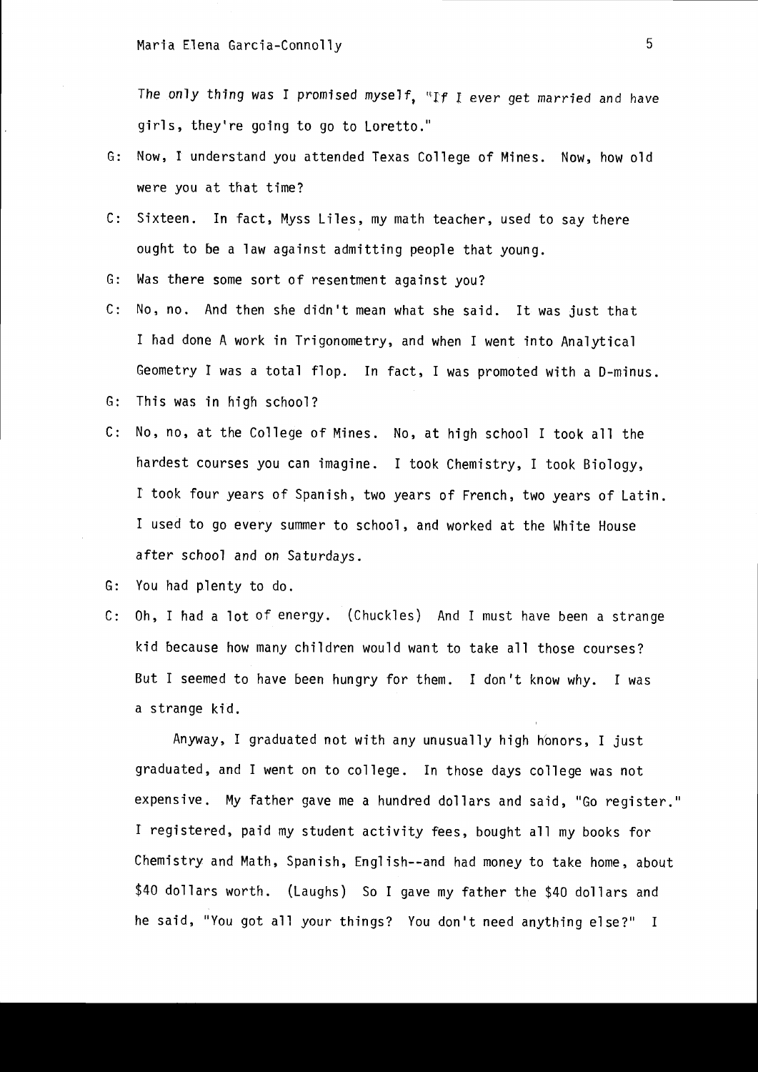The only thing was I promised myself, "If I ever get married and have girls, they're going to go to Loretto."

G: Now, I understand you attended Texas College of Mines. Now, how old were you at that time?

C: Sixteen. In fact, Myss Liles, my math teacher, used to say there ought to be a law against admitting people that young.

G: Was there some sort of resentment against you?

C: No, no. And then she didn't mean what she said. It was just that I had done A work in Trigonometry, and when I went into Analytical Geometry I was a total flop. In fact, I was promoted with a D-minus.

G: This was in high school?

C: No, no, at the College of Mines. No, at high school I took all the hardest courses you can imagine. I took Chemistry, I took Biology, I took four years of Spanish, two years of French, two years of Latin. I used to go every summer to school, and worked at the White House after school and on Saturdays.

G: You had plenty to do.

C: Oh, I had a lot of energy. (Chuckles) And I must have been a strange kid because how many children would want to take all those courses? But I seemed to have been hungry for them. I don't know why. I was a strange kid.

Anyway, I graduated not with any unusually high honors, I just graduated, and I went on to college. In those days college was not expensive. My father gave me a hundred dollars and said, "Go register." I registered, paid my student activity fees, bought all my books for Chemistry and Math, Spanish, English--and had money to take home, about $40 dollars worth. (Laughs) So I gave my father the $40 dollars and he said, "You got all your things? You don't need anything else?" I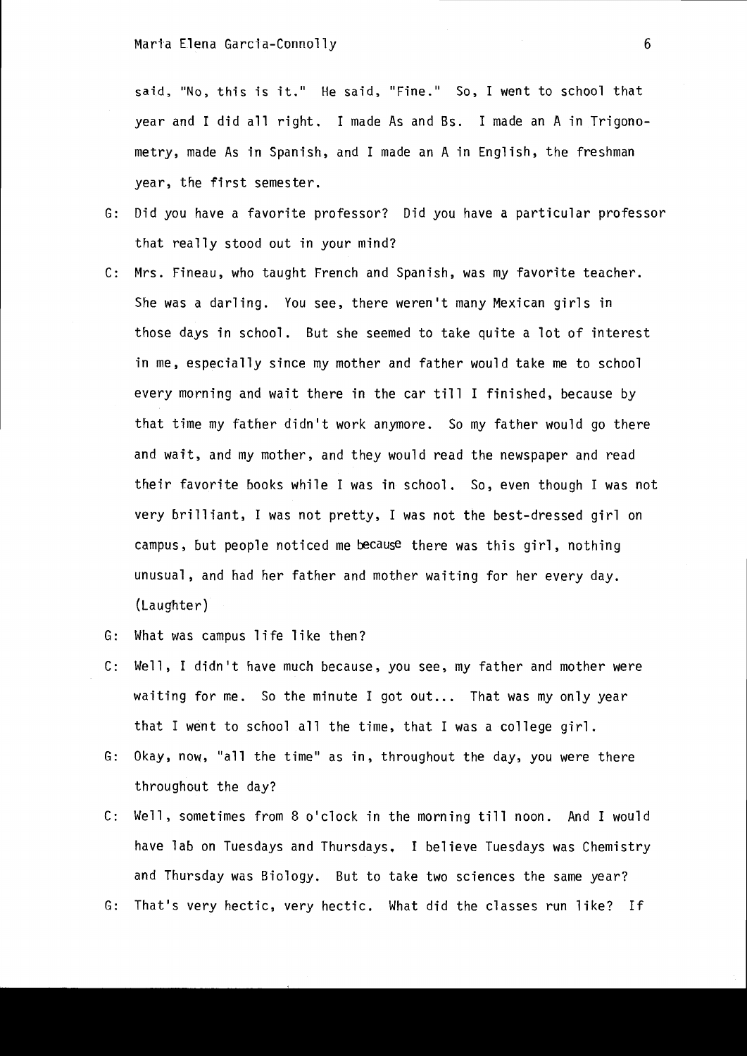said, "No, this is it." He said, "Fine." So, I went to school that year and I did all right. I made As and Bs. I made an A in Trigonometry, made As in Spanish, and I made an A in English, the freshman year, the first semester.

G: Did you have a favorite professor? Did you have a particular professor that really stood out in your mind?

C: Mrs. Fineau, who taught French and Spanish, was my favorite teacher. She was a darling. You see, there weren't many Mexican girls in those days in school. But she seemed to take quite a lot of interest in me, especially since my mother and father would take me to school every morning and wait there in the car till I finished, because by that time my father didn't work anymore. So my father would go there and wait, and my mother, and they would read the newspaper and read their favorite books while I was in school. So, even though I was not very brilliant, I was not pretty, I was not the best-dressed girl on campus, but people noticed me because there was this girl, nothing unusual, and had her father and mother waiting for her every day. (Laughter)

G: What was campus life like then?

C: Well, I didn't have much because, you see, my father and mother were waiting for me. So the minute I got out... That was my only year that I went to school all the time, that I was a college girl.

G: Okay, now, "all the time" as in, throughout the day, you were there throughout the day?

C: Well, sometimes from 8 o'clock in the morning till noon. And I would have lab on Tuesdays and Thursdays. I believe Tuesdays was Chemistry and Thursday was Biology. But to take two sciences the same year?

G: That's very hectic, very hectic. What did the classes run like? If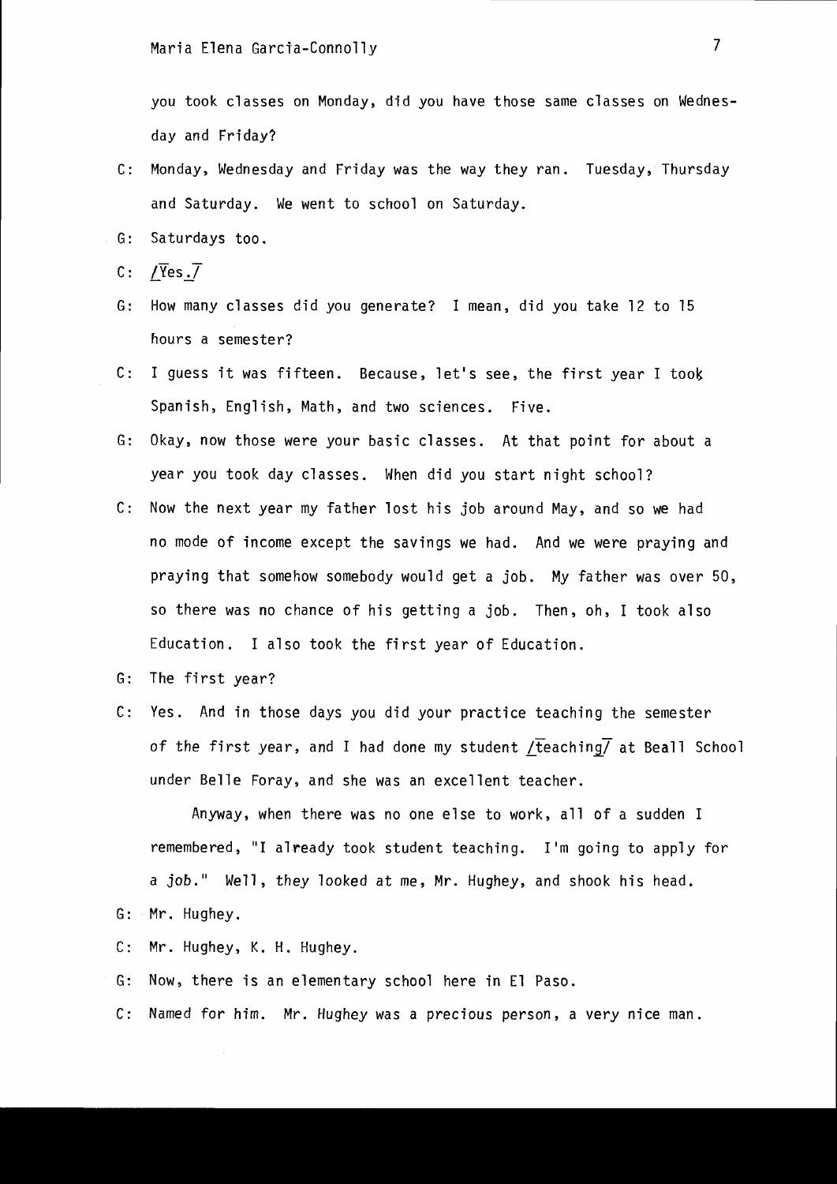you took classes on Monday, did you have those same classes on Wednesday and Friday?

C: Monday, Wednesday and Friday was the way they ran. Tuesday, Thursday and Saturday. We went to school on Saturday.

G: Saturdays too.

C: /Yes./

G: How many classes did you generate? I mean, did you take 12 to 15 hours a semester?

C: I guess it was fifteen. Because, let's see, the first year I took Spanish, English, Math, and two sciences. Five.

G: Okay, now those were your basic classes. At that point for about a year you took day classes. When did you start night school?

C: Now the next year my father lost his job around May, and so we had no mode of income except the savings we had. And we were praying and praying that somehow somebody would get a job. My father was over 50, so there was no chance of his getting a job. Then, oh, I took also Education. I also took the first year of Education.

G: The first year?

C: Yes. And in those days you did your practice teaching the semester of the first year, and I had done my student /teaching/ at Beall School under Belle Foray, and she was an excellent teacher.

Anyway, when there was no one else to work, all of a sudden I remembered, "I already took student teaching. I'm going to apply for a job." Well, they looked at me, Mr. Hughey, and shook his head.

G: Mr. Hughey.

C: Mr. Hughey, K. H. Hughey.

G: Now, there is an elementary school here in El Paso.

C: Named for him. Mr. Hughey was a precious person, a very nice man.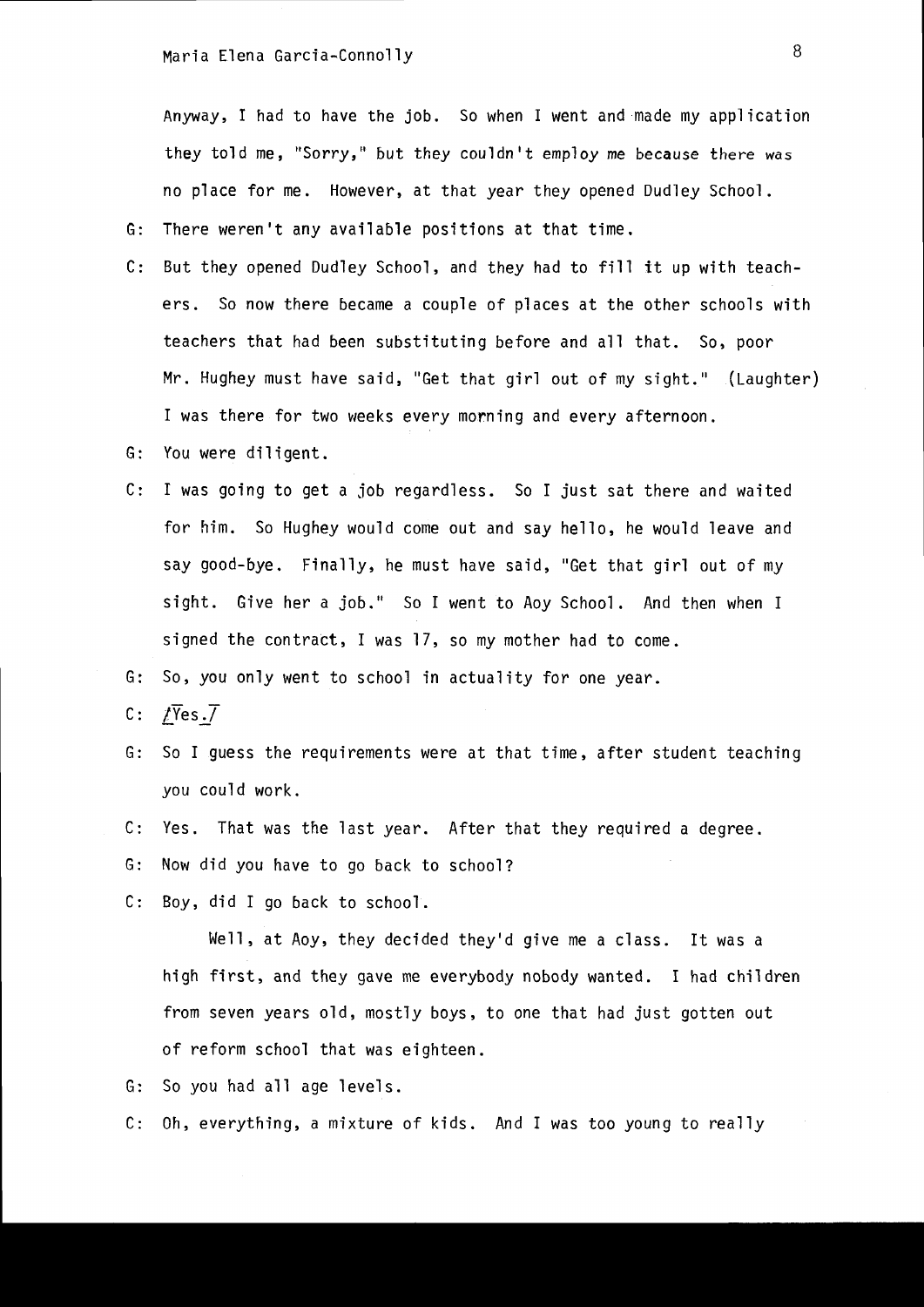Anyway, I had to have the job. So when I went and made my application they told me, "Sorry," but they couldn't employ me because there was no place for me. However, at that year they opened Dudley School.

G: There weren't any available positions at that time.

C: But they opened Dudley School, and they had to fill it up with teachers. So now there became a couple of places at the other schools with teachers that had been substituting before and all that. So, poor Mr. Hughey must have said, "Get that girl out of my sight." (Laughter) I was there for two weeks every morning and every afternoon.

G: You were diligent.

C: I was going to get a job regardless. So I just sat there and waited for him. So Hughey would come out and say hello, he would leave and say good-bye. Finally, he must have said, "Get that girl out of my sight. Give her a job." So I went to Aoy School. And then when I signed the contract, I was 17, so my mother had to come.

G: So, you only went to school in actuality for one year.

C: [Yes.]

G: So I guess the requirements were at that time, after student teaching you could work.

C: Yes. That was the last year. After that they required a degree.

G: Now did you have to go back to school?

C: Boy, did I go back to school.

Well, at Aoy, they decided they'd give me a class. It was a high first, and they gave me everybody nobody wanted. I had children from seven years old, mostly boys, to one that had just gotten out of reform school that was eighteen.

G: So you had all age levels.

C: Oh, everything, a mixture of kids. And I was too young to really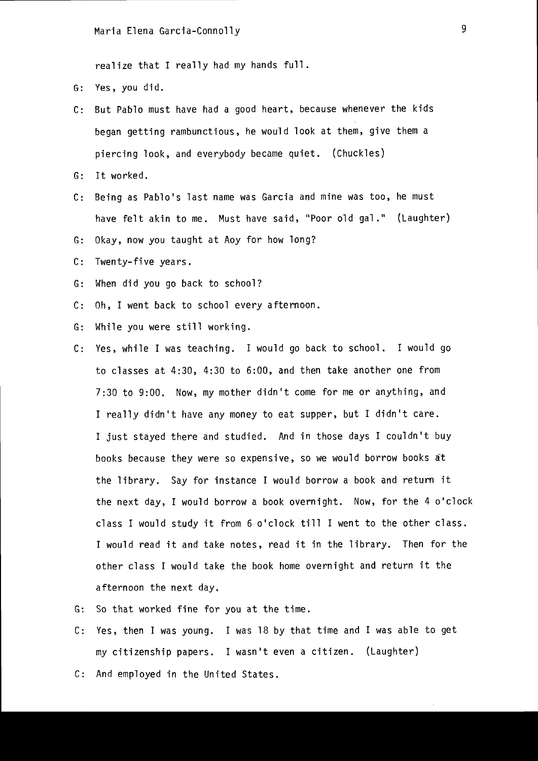realize that I really had my hands full.

G: Yes, you did.

C: But Pablo must have had a good heart, because whenever the kids began getting rambunctious, he would look at them, give them a piercing look, and everybody became quiet. (Chuckles)

G: It worked.

C: Being as Pablo's last name was Garcia and mine was too, he must have felt akin to me. Must have said, "Poor old gal." (Laughter)

G: Okay, now you taught at Aoy for how long?

C: Twenty-five years.

G: When did you go back to school?

C: Oh, I went back to school every afternoon.

G: While you were still working.

C: Yes, while I was teaching. I would go back to school. I would go to classes at 4:30, 4:30 to 6:00, and then take another one from 7:30 to 9:00. Now, my mother didn't come for me or anything, and I really didn't have any money to eat supper, but I didn't care. I just stayed there and studied. And in those days I couldn't buy books because they were so expensive, so we would borrow books at the library. Say for instance I would borrow a book and return it the next day, I would borrow a book overnight. Now, for the 4 o'clock class I would study it from 6 o'clock till I went to the other class. I would read it and take notes, read it in the library. Then for the other class I would take the book home overnight and return it the afternoon the next day.

G: So that worked fine for you at the time.

C: Yes, then I was young. I was 18 by that time and I was able to get my citizenship papers. I wasn't even a citizen. (Laughter)

C: And employed in the United States.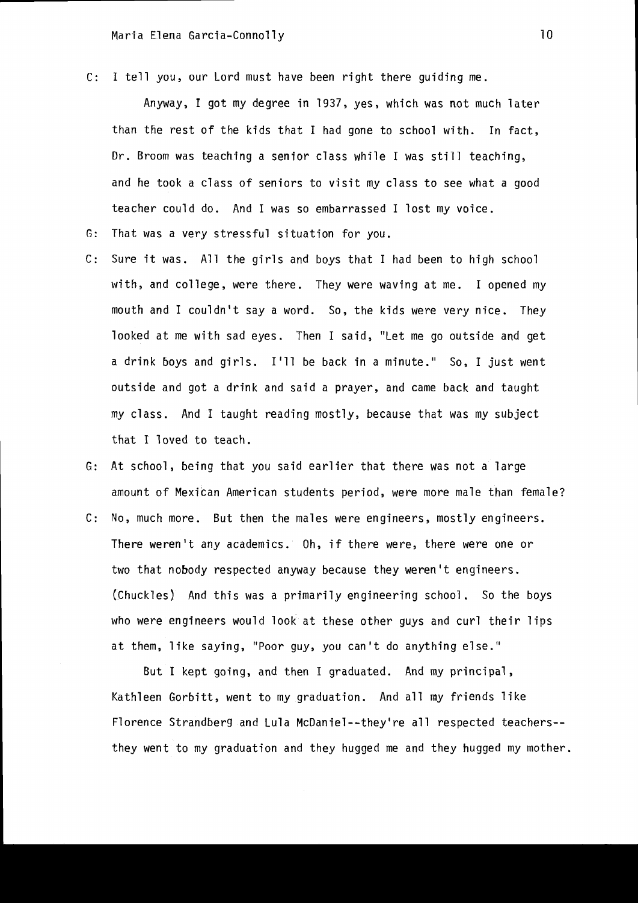C: I tell you, our Lord must have been right there guiding me.

Anyway, I got my degree in 1937, yes, which was not much later than the rest of the kids that I had gone to school with. In fact, Dr. Broom was teaching a senior class while I was still teaching, and he took a class of seniors to visit my class to see what a good teacher could do. And I was so embarrassed I lost my voice.

G: That was a very stressful situation for you.

C: Sure it was. All the girls and boys that I had been to high school with, and college, were there. They were waving at me. I opened my mouth and I couldn't say a word. So, the kids were very nice. They looked at me with sad eyes. Then I said, "Let me go outside and get a drink boys and girls. I'll be back in a minute." So, I just went outside and got a drink and said a prayer, and came back and taught my class. And I taught reading mostly, because that was my subject that I loved to teach.

G: At school, being that you said earlier that there was not a large amount of Mexican American students period, were more male than female?

C: No, much more. But then the males were engineers, mostly engineers. There weren't any academics. Oh, if there were, there were one or two that nobody respected anyway because they weren't engineers. (Chuckles) And this was a primarily engineering school. So the boys who were engineers would look at these other guys and curl their lips at them, like saying, "Poor guy, you can't do anything else."

But I kept going, and then I graduated. And my principal, Kathleen Gorbitt, went to my graduation. And all my friends like Florence Strandberg and Lula McDaniel--they're all respected teachers--they went to my graduation and they hugged me and they hugged my mother.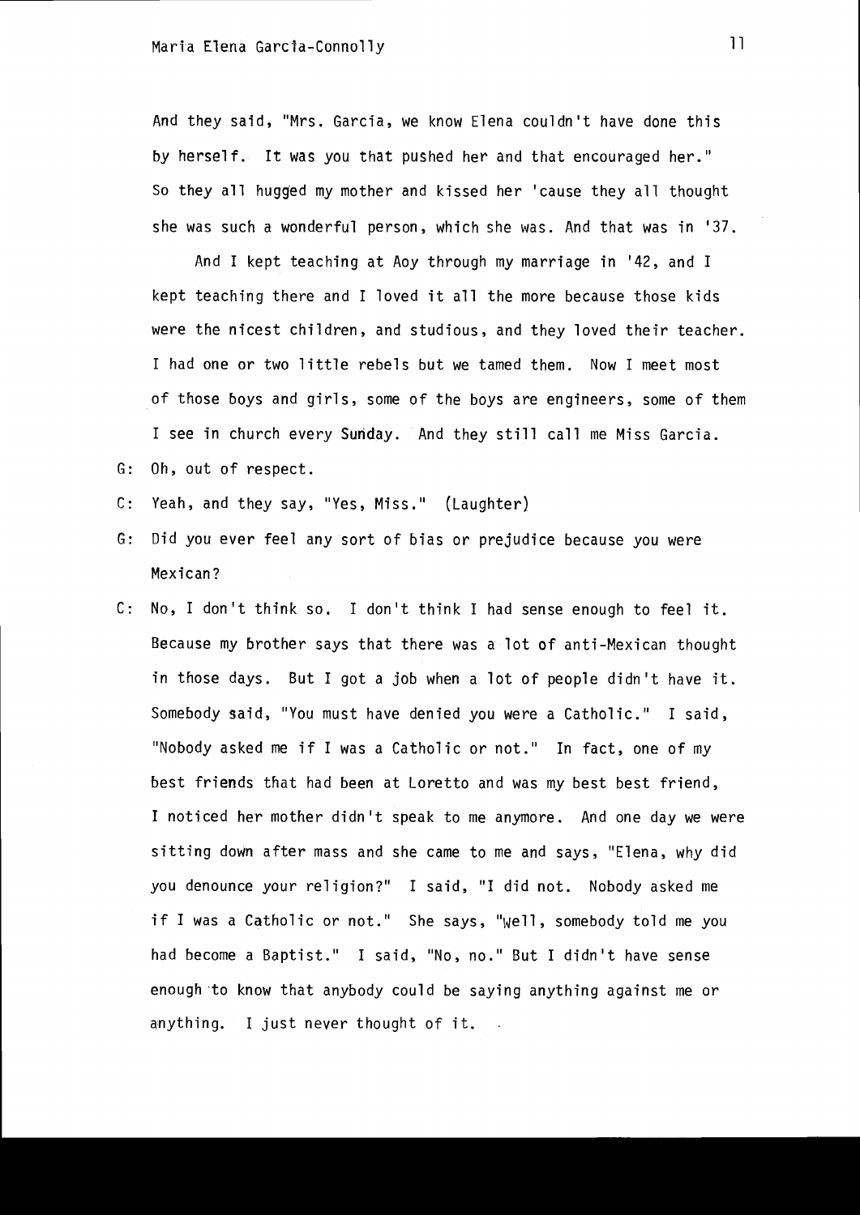And they said, "Mrs. Garcia, we know Elena couldn't have done this by herself. It was you that pushed her and that encouraged her." So they all hugged my mother and kissed her 'cause they all thought she was such a wonderful person, which she was. And that was in '37.

And I kept teaching at Aoy through my marriage in '42, and I kept teaching there and I loved it all the more because those kids were the nicest children, and studious, and they loved their teacher. I had one or two little rebels but we tamed them. Now I meet most of those boys and girls, some of the boys are engineers, some of them I see in church every Sunday. And they still call me Miss Garcia.

G: Oh, out of respect.

C: Yeah, and they say, "Yes, Miss." (Laughter)

G: Did you ever feel any sort of bias or prejudice because you were Mexican?

C: No, I don't think so. I don't think I had sense enough to feel it. Because my brother says that there was a lot of anti-Mexican thought in those days. But I got a job when a lot of people didn't have it. Somebody said, "You must have denied you were a Catholic." I said, "Nobody asked me if I was a Catholic or not." In fact, one of my best friends that had been at Loretto and was my best best friend, I noticed her mother didn't speak to me anymore. And one day we were sitting down after mass and she came to me and says, "Elena, why did you denounce your religion?" I said, "I did not. Nobody asked me if I was a Catholic or not." She says, "Well, somebody told me you had become a Baptist." I said, "No, no." But I didn't have sense enough to know that anybody could be saying anything against me or anything. I just never thought of it.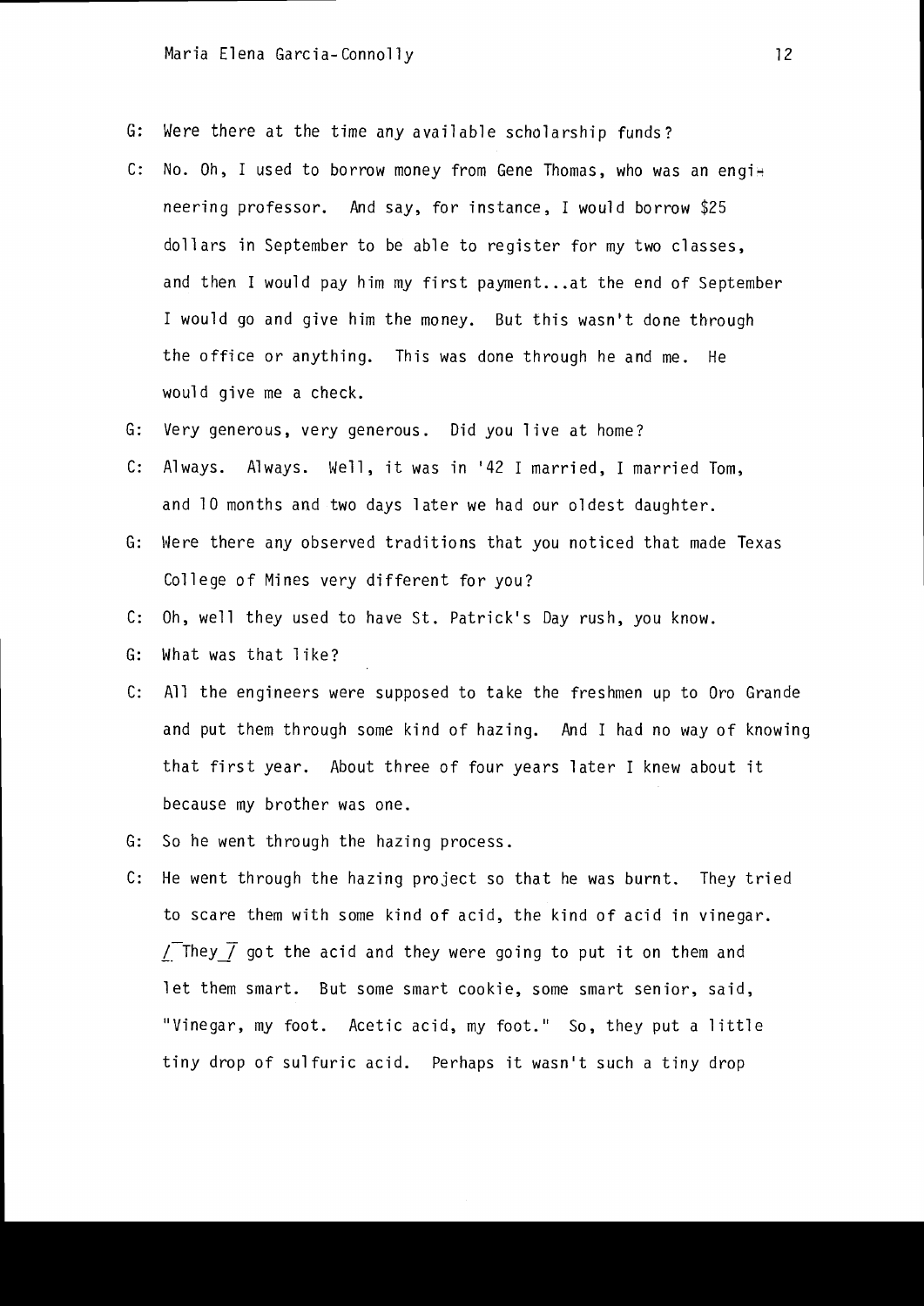G: Were there at the time any available scholarship funds?

C: No. Oh, I used to borrow money from Gene Thomas, who was an engineering professor. And say, for instance, I would borrow $25 dollars in September to be able to register for my two classes, and then I would pay him my first payment...at the end of September I would go and give him the money. But this wasn't done through the office or anything. This was done through he and me. He would give me a check.

G: Very generous, very generous. Did you live at home?

C: Always. Always. Well, it was in '42 I married, I married Tom, and 10 months and two days later we had our oldest daughter.

G: Were there any observed traditions that you noticed that made Texas College of Mines very different for you?

C: Oh, well they used to have St. Patrick's Day rush, you know.

G: What was that like?

C: All the engineers were supposed to take the freshmen up to Oro Grande and put them through some kind of hazing. And I had no way of knowing that first year. About three of four years later I knew about it because my brother was one.

G: So he went through the hazing process.

C: He went through the hazing project so that he was burnt. They tried to scare them with some kind of acid, the kind of acid in vinegar. [They] got the acid and they were going to put it on them and let them smart. But some smart cookie, some smart senior, said, "Vinegar, my foot. Acetic acid, my foot." So, they put a little tiny drop of sulfuric acid. Perhaps it wasn't such a tiny drop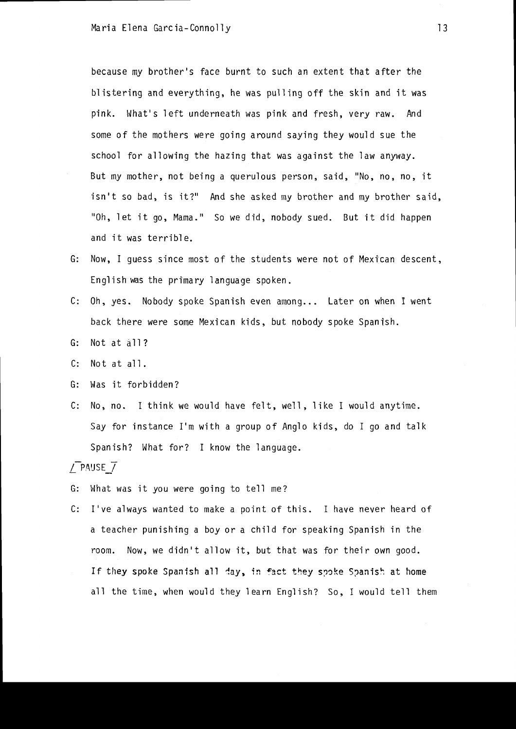because my brother's face burnt to such an extent that after the blistering and everything, he was pulling off the skin and it was pink. What's left underneath was pink and fresh, very raw. And some of the mothers were going around saying they would sue the school for allowing the hazing that was against the law anyway. But my mother, not being a querulous person, said, "No, no, no, it isn't so bad, is it?" And she asked my brother and my brother said, "Oh, let it go, Mama." So we did, nobody sued. But it did happen and it was terrible.

G: Now, I guess since most of the students were not of Mexican descent, English was the primary language spoken.

C: Oh, yes. Nobody spoke Spanish even among... Later on when I went back there were some Mexican kids, but nobody spoke Spanish.

G: Not at all?

C: Not at all.

G: Was it forbidden?

C: No, no. I think we would have felt, well, like I would anytime. Say for instance I'm with a group of Anglo kids, do I go and talk Spanish? What for? I know the language.

/ PAUSE /

G: What was it you were going to tell me?

C: I've always wanted to make a point of this. I have never heard of a teacher punishing a boy or a child for speaking Spanish in the room. Now, we didn't allow it, but that was for their own good. If they spoke Spanish all day, in fact they spoke Spanish at home all the time, when would they learn English? So, I would tell them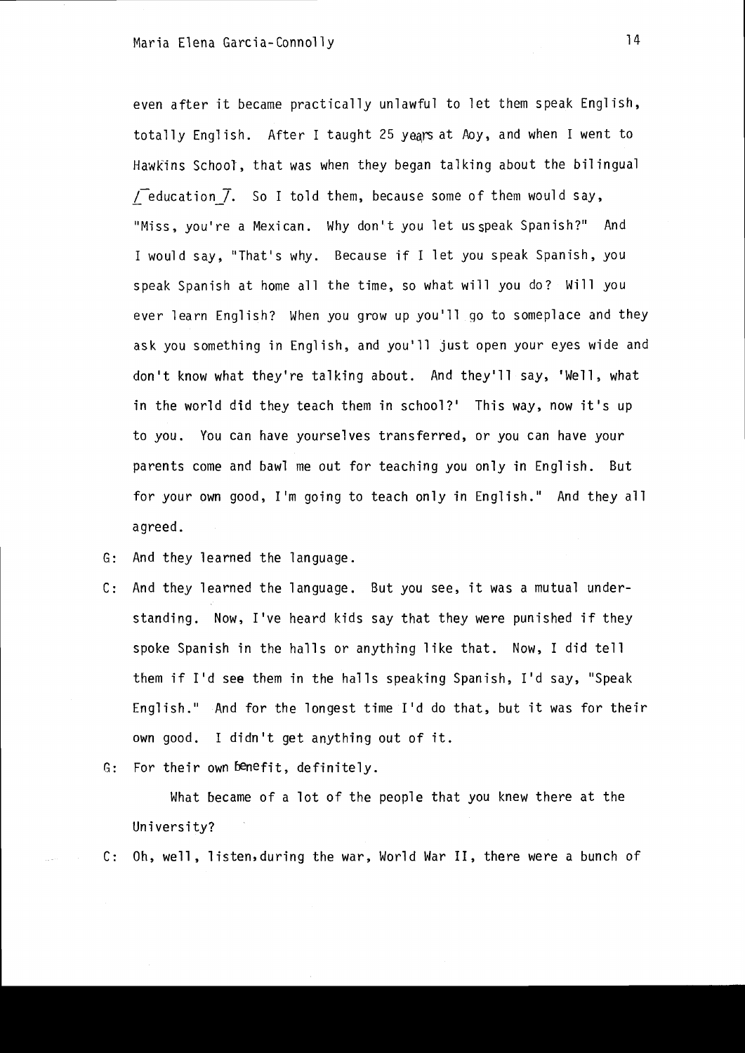even after it became practically unlawful to let them speak English, totally English. After I taught 25 years at Aoy, and when I went to Hawkins School, that was when they began talking about the bilingual [education]. So I told them, because some of them would say, "Miss, you're a Mexican. Why don't you let us speak Spanish?" And I would say, "That's why. Because if I let you speak Spanish, you speak Spanish at home all the time, so what will you do? Will you ever learn English? When you grow up you'll go to someplace and they ask you something in English, and you'll just open your eyes wide and don't know what they're talking about. And they'll say, 'Well, what in the world did they teach them in school?' This way, now it's up to you. You can have yourselves transferred, or you can have your parents come and bawl me out for teaching you only in English. But for your own good, I'm going to teach only in English." And they all agreed.

G: And they learned the language.

C: And they learned the language. But you see, it was a mutual understanding. Now, I've heard kids say that they were punished if they spoke Spanish in the halls or anything like that. Now, I did tell them if I'd see them in the halls speaking Spanish, I'd say, "Speak English." And for the longest time I'd do that, but it was for their own good. I didn't get anything out of it.

G: For their own benefit, definitely.

What became of a lot of the people that you knew there at the University?

C: Oh, well, listen, during the war, World War II, there were a bunch of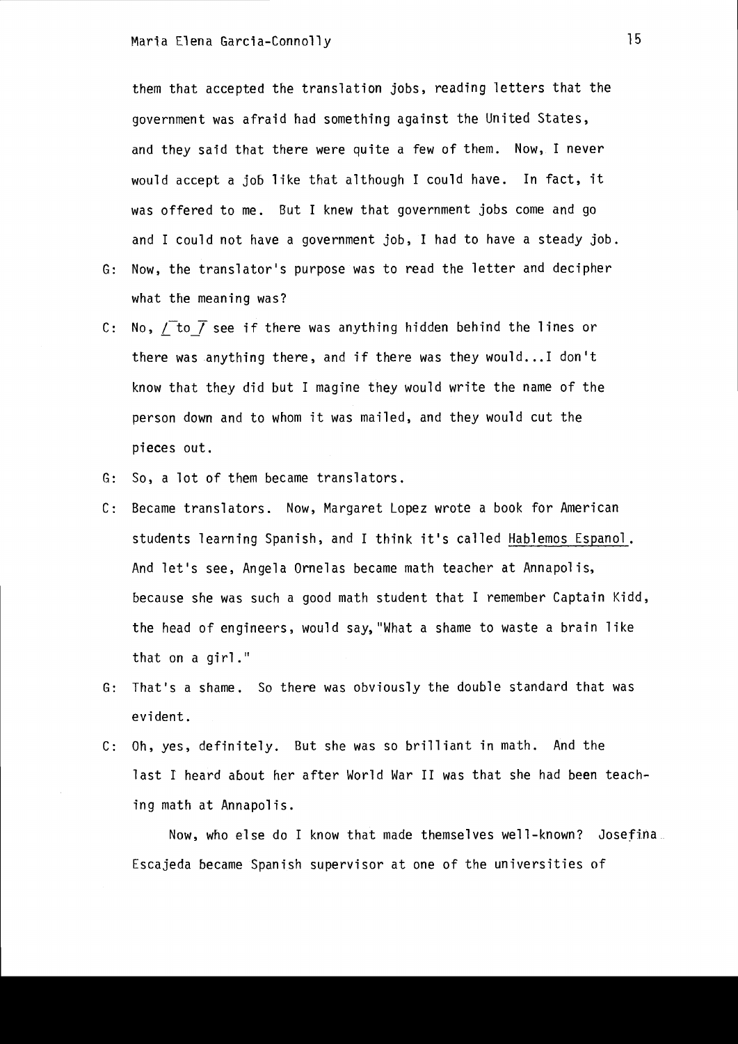them that accepted the translation jobs, reading letters that the government was afraid had something against the United States, and they said that there were quite a few of them. Now, I never would accept a job like that although I could have. In fact, it was offered to me. But I knew that government jobs come and go and I could not have a government job, I had to have a steady job.

G: Now, the translator's purpose was to read the letter and decipher what the meaning was?

C: No, [to] see if there was anything hidden behind the lines or there was anything there, and if there was they would...I don't know that they did but I magine they would write the name of the person down and to whom it was mailed, and they would cut the pieces out.

G: So, a lot of them became translators.

C: Became translators. Now, Margaret Lopez wrote a book for American students learning Spanish, and I think it's called Hablemos Espanol. And let's see, Angela Ornelas became math teacher at Annapolis, because she was such a good math student that I remember Captain Kidd, the head of engineers, would say, "What a shame to waste a brain like that on a girl."

G: That's a shame. So there was obviously the double standard that was evident.

C: Oh, yes, definitely. But she was so brilliant in math. And the last I heard about her after World War II was that she had been teaching math at Annapolis.

Now, who else do I know that made themselves well-known? Josefina Escajeda became Spanish supervisor at one of the universities of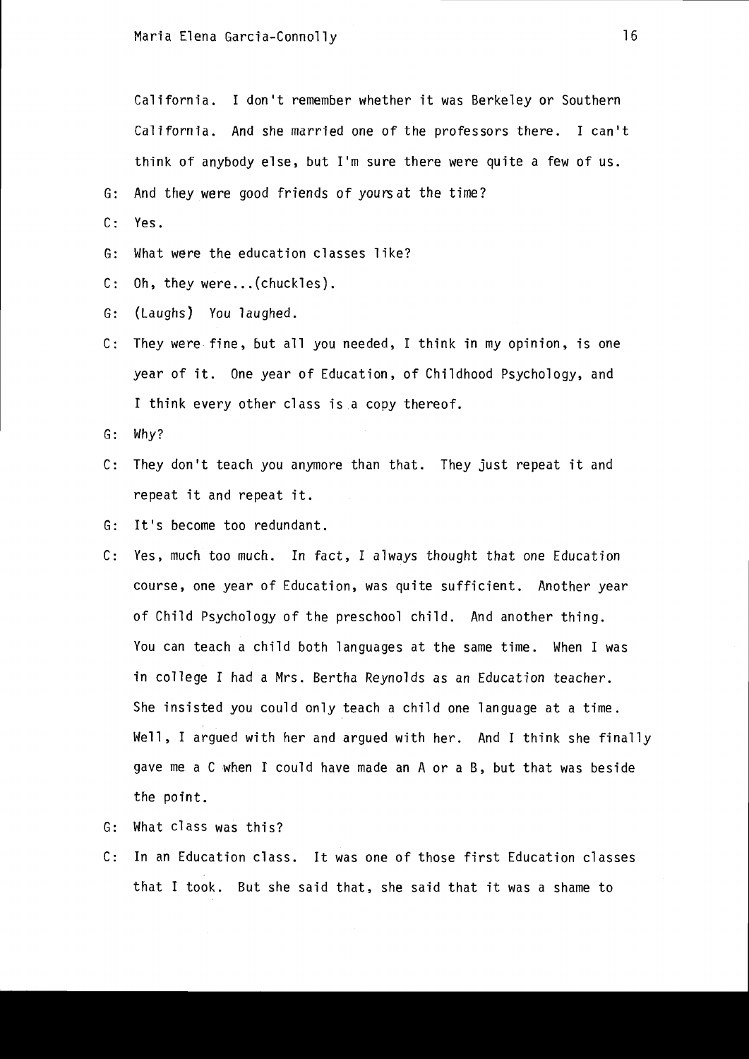California. I don't remember whether it was Berkeley or Southern California. And she married one of the professors there. I can't think of anybody else, but I'm sure there were quite a few of us.

G: And they were good friends of yours at the time?

C: Yes.

G: What were the education classes like?

C: Oh, they were...(chuckles).

G: (Laughs) You laughed.

C: They were fine, but all you needed, I think in my opinion, is one year of it. One year of Education, of Childhood Psychology, and I think every other class is a copy thereof.

G: Why?

C: They don't teach you anymore than that. They just repeat it and repeat it and repeat it.

G: It's become too redundant.

C: Yes, much too much. In fact, I always thought that one Education course, one year of Education, was quite sufficient. Another year of Child Psychology of the preschool child. And another thing. You can teach a child both languages at the same time. When I was in college I had a Mrs. Bertha Reynolds as an Education teacher. She insisted you could only teach a child one language at a time. Well, I argued with her and argued with her. And I think she finally gave me a C when I could have made an A or a B, but that was beside the point.

G: What class was this?

C: In an Education class. It was one of those first Education classes that I took. But she said that, she said that it was a shame to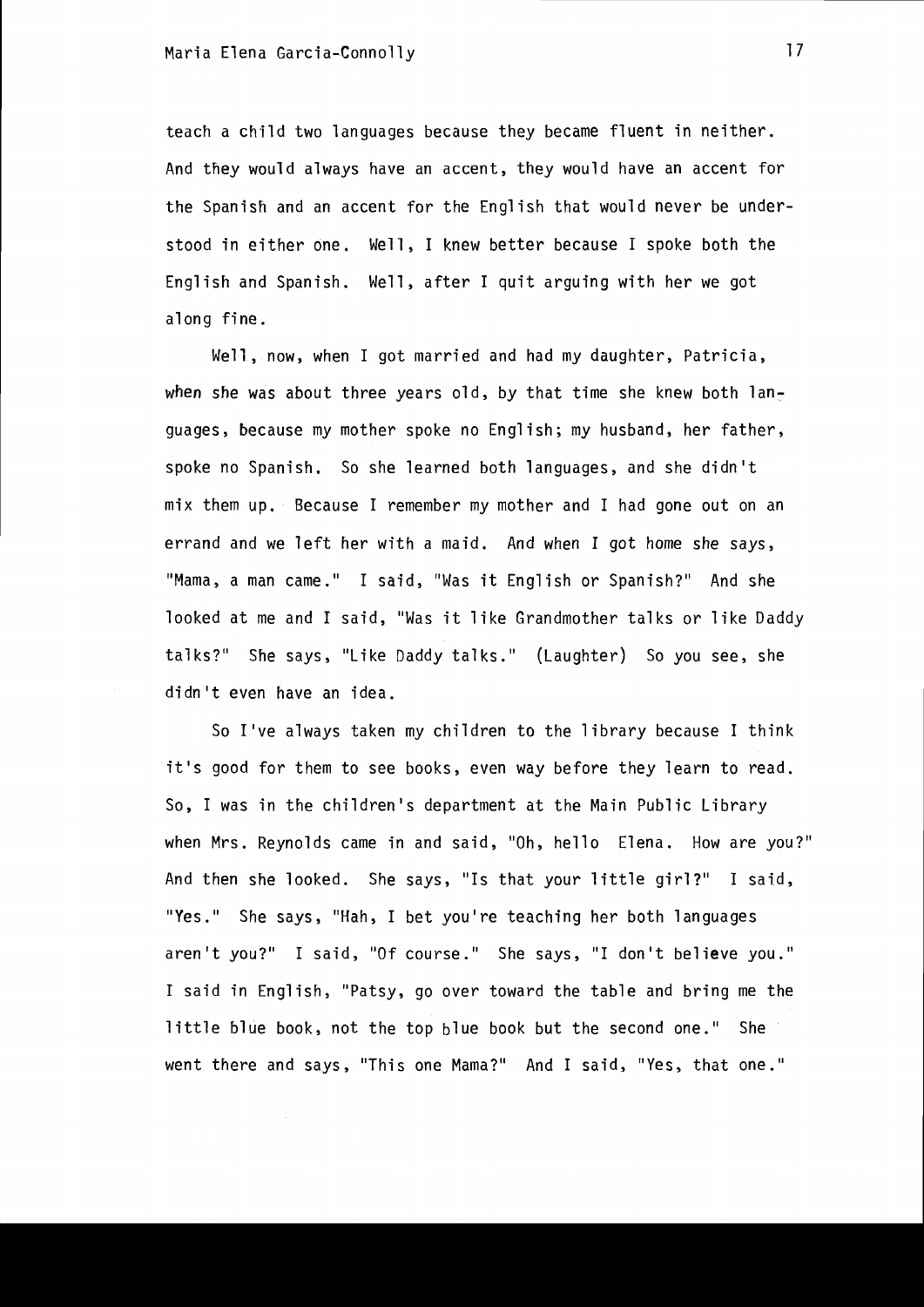teach a child two languages because they became fluent in neither. And they would always have an accent, they would have an accent for the Spanish and an accent for the English that would never be understood in either one. Well, I knew better because I spoke both the English and Spanish. Well, after I quit arguing with her we got along fine.

Well, now, when I got married and had my daughter, Patricia, when she was about three years old, by that time she knew both languages, because my mother spoke no English; my husband, her father, spoke no Spanish. So she learned both languages, and she didn't mix them up. Because I remember my mother and I had gone out on an errand and we left her with a maid. And when I got home she says, "Mama, a man came." I said, "Was it English or Spanish?" And she looked at me and I said, "Was it like Grandmother talks or like Daddy talks?" She says, "Like Daddy talks." (Laughter) So you see, she didn't even have an idea.

So I've always taken my children to the library because I think it's good for them to see books, even way before they learn to read. So, I was in the children's department at the Main Public Library when Mrs. Reynolds came in and said, "Oh, hello Elena. How are you?" And then she looked. She says, "Is that your little girl?" I said, "Yes." She says, "Hah, I bet you're teaching her both languages aren't you?" I said, "Of course." She says, "I don't believe you." I said in English, "Patsy, go over toward the table and bring me the little blue book, not the top blue book but the second one." She went there and says, "This one Mama?" And I said, "Yes, that one."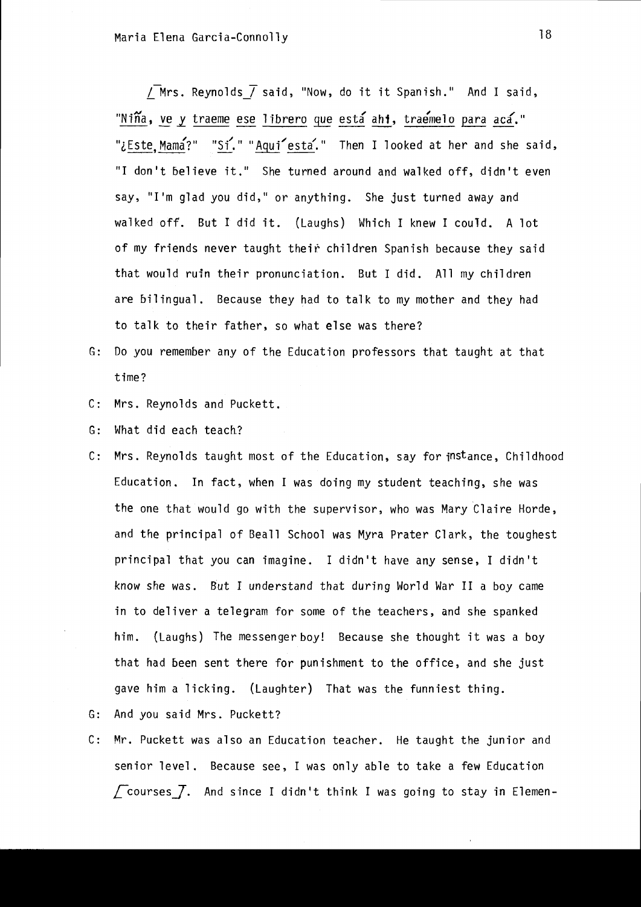[Mrs. Reynolds] said, "Now, do it it Spanish." And I said, "Niña, ve y traeme ese librero que está ahí, traémelo para acá." "¿Este, Mamá?" "Sí." "Aquí está." Then I looked at her and she said, "I don't believe it." She turned around and walked off, didn't even say, "I'm glad you did," or anything. She just turned away and walked off. But I did it. (Laughs) Which I knew I could. A lot of my friends never taught their children Spanish because they said that would ruin their pronunciation. But I did. All my children are bilingual. Because they had to talk to my mother and they had to talk to their father, so what else was there?

G: Do you remember any of the Education professors that taught at that time?

C: Mrs. Reynolds and Puckett.

G: What did each teach?

C: Mrs. Reynolds taught most of the Education, say for instance, Childhood Education. In fact, when I was doing my student teaching, she was the one that would go with the supervisor, who was Mary Claire Horde, and the principal of Beall School was Myra Prater Clark, the toughest principal that you can imagine. I didn't have any sense, I didn't know she was. But I understand that during World War II a boy came in to deliver a telegram for some of the teachers, and she spanked him. (Laughs) The messenger boy! Because she thought it was a boy that had been sent there for punishment to the office, and she just gave him a licking. (Laughter) That was the funniest thing.

G: And you said Mrs. Puckett?

C: Mr. Puckett was also an Education teacher. He taught the junior and senior level. Because see, I was only able to take a few Education [courses]. And since I didn't think I was going to stay in Elemen-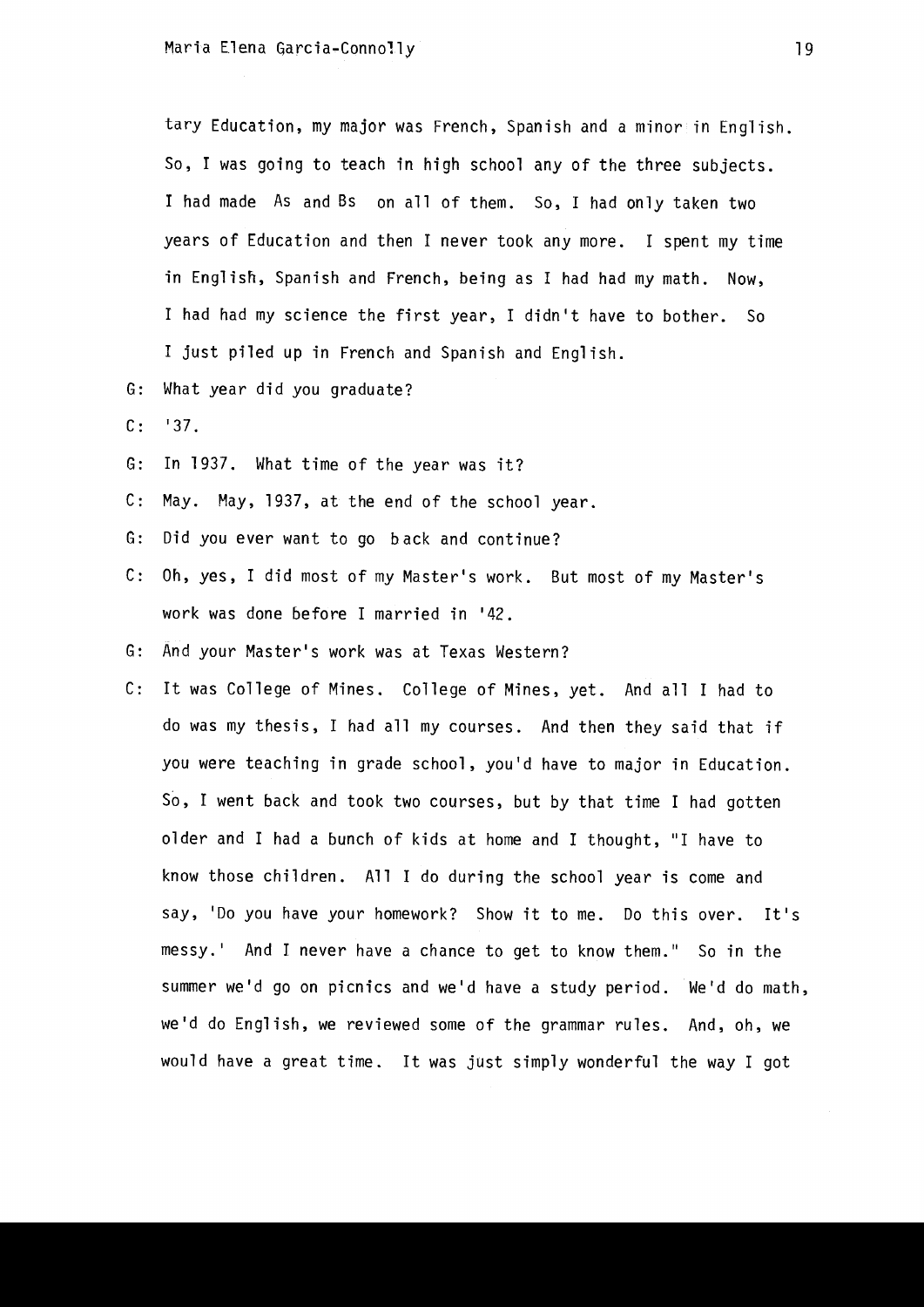tary Education, my major was French, Spanish and a minor in English. So, I was going to teach in high school any of the three subjects. I had made As and Bs on all of them. So, I had only taken two years of Education and then I never took any more. I spent my time in English, Spanish and French, being as I had had my math. Now, I had had my science the first year, I didn't have to bother. So I just piled up in French and Spanish and English.

G: What year did you graduate?

C: '37.

G: In 1937. What time of the year was it?

C: May. May, 1937, at the end of the school year.

G: Did you ever want to go back and continue?

C: Oh, yes, I did most of my Master's work. But most of my Master's work was done before I married in '42.

G: And your Master's work was at Texas Western?

C: It was College of Mines. College of Mines, yet. And all I had to do was my thesis, I had all my courses. And then they said that if you were teaching in grade school, you'd have to major in Education. So, I went back and took two courses, but by that time I had gotten older and I had a bunch of kids at home and I thought, "I have to know those children. All I do during the school year is come and say, 'Do you have your homework? Show it to me. Do this over. It's messy.' And I never have a chance to get to know them." So in the summer we'd go on picnics and we'd have a study period. We'd do math, we'd do English, we reviewed some of the grammar rules. And, oh, we would have a great time. It was just simply wonderful the way I got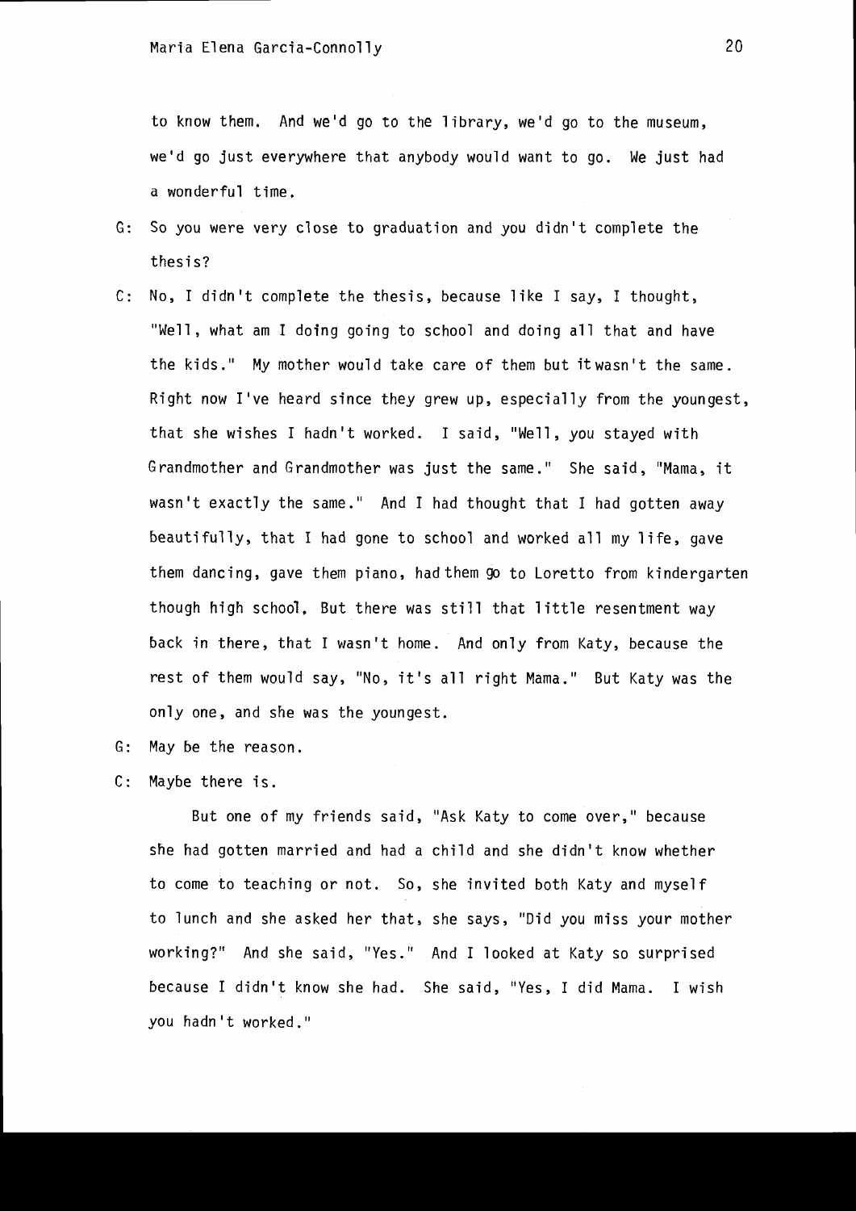to know them. And we'd go to the library, we'd go to the museum, we'd go just everywhere that anybody would want to go. We just had a wonderful time.

G: So you were very close to graduation and you didn't complete the thesis?

C: No, I didn't complete the thesis, because like I say, I thought, "Well, what am I doing going to school and doing all that and have the kids." My mother would take care of them but it wasn't the same. Right now I've heard since they grew up, especially from the youngest, that she wishes I hadn't worked. I said, "Well, you stayed with Grandmother and Grandmother was just the same." She said, "Mama, it wasn't exactly the same." And I had thought that I had gotten away beautifully, that I had gone to school and worked all my life, gave them dancing, gave them piano, had them go to Loretto from kindergarten though high school. But there was still that little resentment way back in there, that I wasn't home. And only from Katy, because the rest of them would say, "No, it's all right Mama." But Katy was the only one, and she was the youngest.

G: May be the reason.

C: Maybe there is.

But one of my friends said, "Ask Katy to come over," because she had gotten married and had a child and she didn't know whether to come to teaching or not. So, she invited both Katy and myself to lunch and she asked her that, she says, "Did you miss your mother working?" And she said, "Yes." And I looked at Katy so surprised because I didn't know she had. She said, "Yes, I did Mama. I wish you hadn't worked."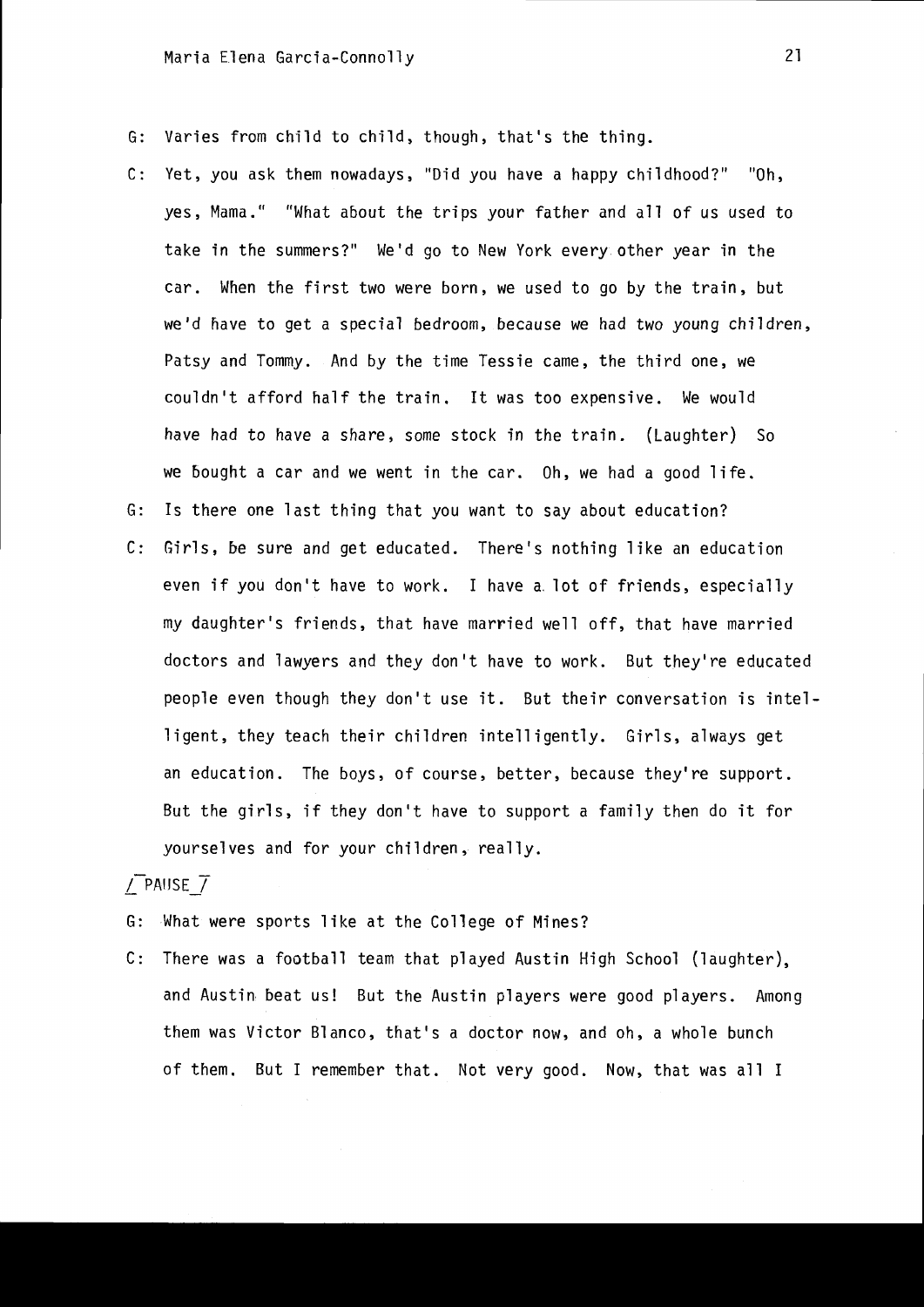G: Varies from child to child, though, that's the thing.

C: Yet, you ask them nowadays, "Did you have a happy childhood?" "Oh, yes, Mama." "What about the trips your father and all of us used to take in the summers?" We'd go to New York every other year in the car. When the first two were born, we used to go by the train, but we'd have to get a special bedroom, because we had two young children, Patsy and Tommy. And by the time Tessie came, the third one, we couldn't afford half the train. It was too expensive. We would have had to have a share, some stock in the train. (Laughter) So we bought a car and we went in the car. Oh, we had a good life.

G: Is there one last thing that you want to say about education?

C: Girls, be sure and get educated. There's nothing like an education even if you don't have to work. I have a lot of friends, especially my daughter's friends, that have married well off, that have married doctors and lawyers and they don't have to work. But they're educated people even though they don't use it. But their conversation is intelligent, they teach their children intelligently. Girls, always get an education. The boys, of course, better, because they're support. But the girls, if they don't have to support a family then do it for yourselves and for your children, really.

/ PAUSE /

G: What were sports like at the College of Mines?

C: There was a football team that played Austin High School (laughter), and Austin beat us! But the Austin players were good players. Among them was Victor Blanco, that's a doctor now, and oh, a whole bunch of them. But I remember that. Not very good. Now, that was all I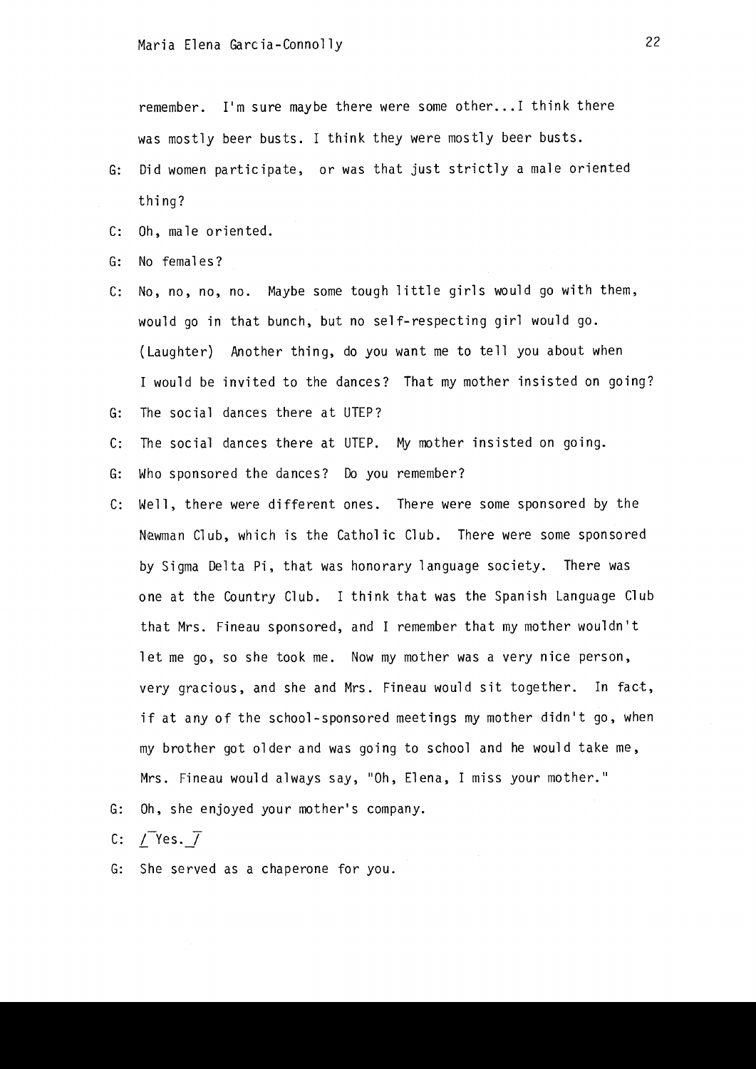remember. I'm sure maybe there were some other...I think there was mostly beer busts. I think they were mostly beer busts.

G: Did women participate, or was that just strictly a male oriented thing?

C: Oh, male oriented.

G: No females?

C: No, no, no, no. Maybe some tough little girls would go with them, would go in that bunch, but no self-respecting girl would go. (Laughter) Another thing, do you want me to tell you about when I would be invited to the dances? That my mother insisted on going?

G: The social dances there at UTEP?

C: The social dances there at UTEP. My mother insisted on going.

G: Who sponsored the dances? Do you remember?

C: Well, there were different ones. There were some sponsored by the Newman Club, which is the Catholic Club. There were some sponsored by Sigma Delta Pi, that was honorary language society. There was one at the Country Club. I think that was the Spanish Language Club that Mrs. Fineau sponsored, and I remember that my mother wouldn't let me go, so she took me. Now my mother was a very nice person, very gracious, and she and Mrs. Fineau would sit together. In fact, if at any of the school-sponsored meetings my mother didn't go, when my brother got older and was going to school and he would take me, Mrs. Fineau would always say, "Oh, Elena, I miss your mother."

G: Oh, she enjoyed your mother's company.

C: /Yes./

G: She served as a chaperone for you.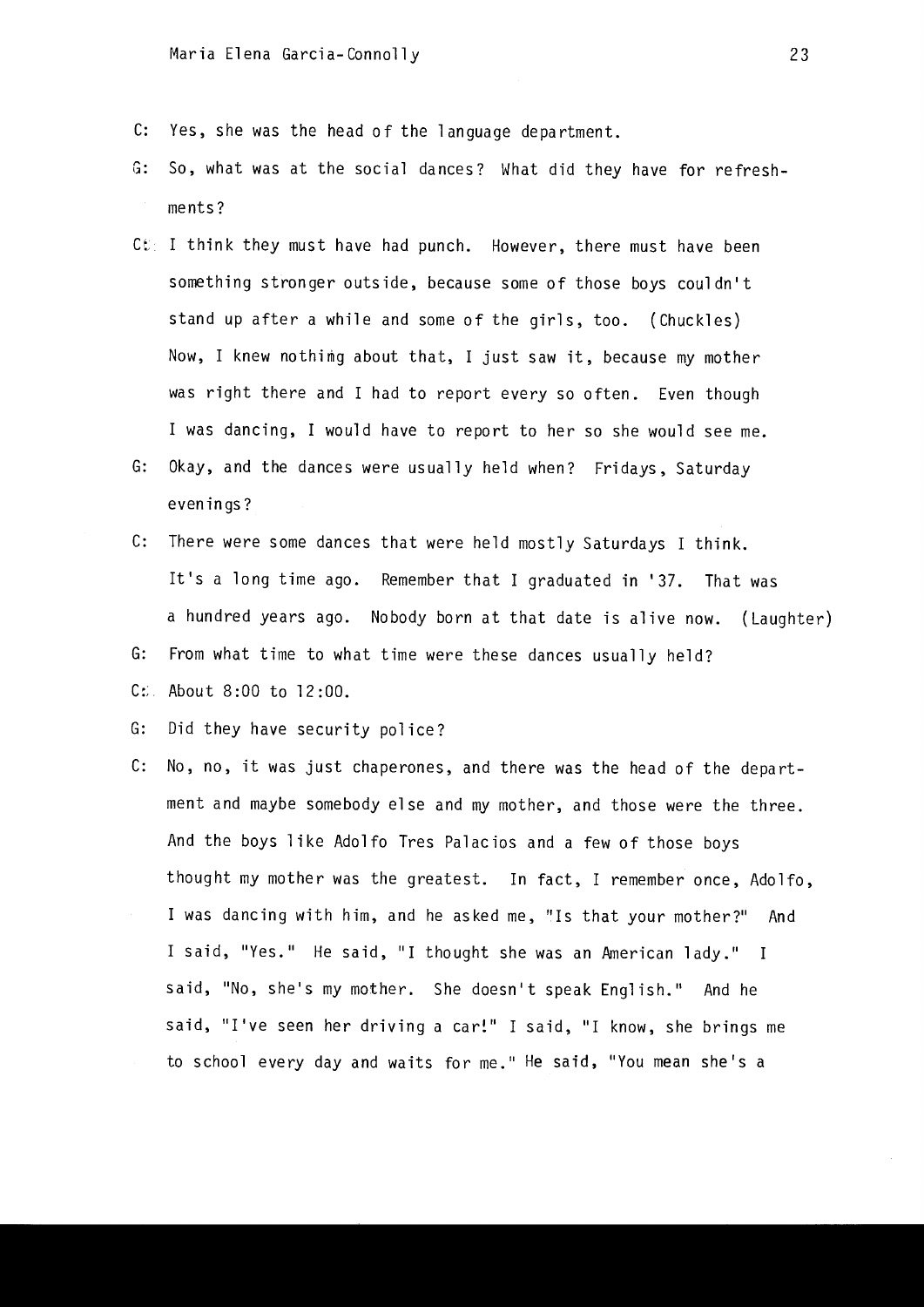C: Yes, she was the head of the language department.

G: So, what was at the social dances? What did they have for refreshments?

C: I think they must have had punch. However, there must have been something stronger outside, because some of those boys couldn't stand up after a while and some of the girls, too. (Chuckles) Now, I knew nothing about that, I just saw it, because my mother was right there and I had to report every so often. Even though I was dancing, I would have to report to her so she would see me.

G: Okay, and the dances were usually held when? Fridays, Saturday evenings?

C: There were some dances that were held mostly Saturdays I think. It's a long time ago. Remember that I graduated in '37. That was a hundred years ago. Nobody born at that date is alive now. (Laughter)

G: From what time to what time were these dances usually held?

C: About 8:00 to 12:00.

G: Did they have security police?

C: No, no, it was just chaperones, and there was the head of the department and maybe somebody else and my mother, and those were the three. And the boys like Adolfo Tres Palacios and a few of those boys thought my mother was the greatest. In fact, I remember once, Adolfo, I was dancing with him, and he asked me, "Is that your mother?" And I said, "Yes." He said, "I thought she was an American lady." I said, "No, she's my mother. She doesn't speak English." And he said, "I've seen her driving a car!" I said, "I know, she brings me to school every day and waits for me." He said, "You mean she's a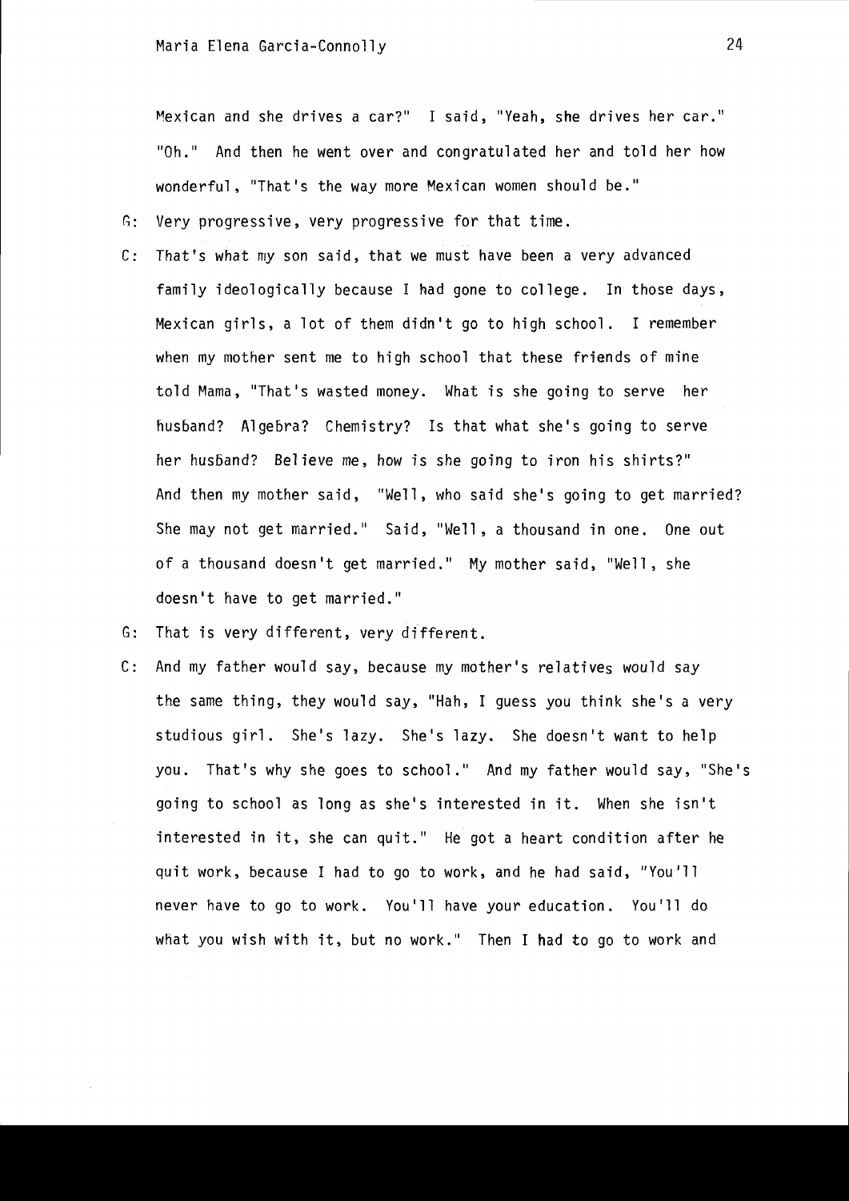Mexican and she drives a car?" I said, "Yeah, she drives her car." "Oh." And then he went over and congratulated her and told her how wonderful, "That's the way more Mexican women should be."

G: Very progressive, very progressive for that time.

C: That's what my son said, that we must have been a very advanced family ideologically because I had gone to college. In those days, Mexican girls, a lot of them didn't go to high school. I remember when my mother sent me to high school that these friends of mine told Mama, "That's wasted money. What is she going to serve her husband? Algebra? Chemistry? Is that what she's going to serve her husband? Believe me, how is she going to iron his shirts?" And then my mother said, "Well, who said she's going to get married? She may not get married." Said, "Well, a thousand in one. One out of a thousand doesn't get married." My mother said, "Well, she doesn't have to get married."

G: That is very different, very different.

C: And my father would say, because my mother's relatives would say the same thing, they would say, "Hah, I guess you think she's a very studious girl. She's lazy. She's lazy. She doesn't want to help you. That's why she goes to school." And my father would say, "She's going to school as long as she's interested in it. When she isn't interested in it, she can quit." He got a heart condition after he quit work, because I had to go to work, and he had said, "You'll never have to go to work. You'll have your education. You'll do what you wish with it, but no work." Then I had to go to work and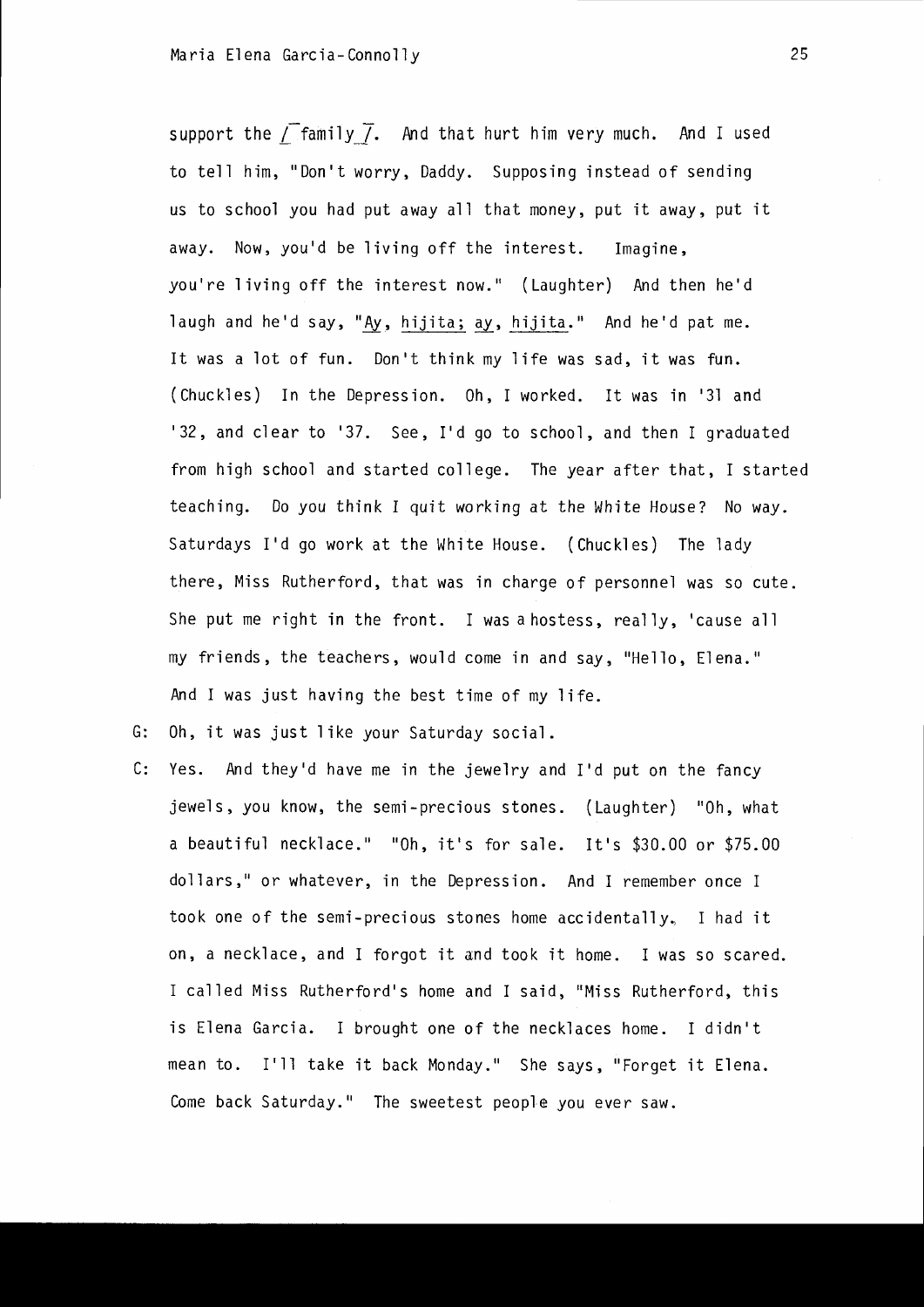support the /‾family_/. And that hurt him very much. And I used to tell him, "Don't worry, Daddy. Supposing instead of sending us to school you had put away all that money, put it away, put it away. Now, you'd be living off the interest. Imagine, you're living off the interest now." (Laughter) And then he'd laugh and he'd say, "Ay, hijita; ay, hijita." And he'd pat me. It was a lot of fun. Don't think my life was sad, it was fun. (Chuckles) In the Depression. Oh, I worked. It was in '31 and '32, and clear to '37. See, I'd go to school, and then I graduated from high school and started college. The year after that, I started teaching. Do you think I quit working at the White House? No way. Saturdays I'd go work at the White House. (Chuckles) The lady there, Miss Rutherford, that was in charge of personnel was so cute. She put me right in the front. I was a hostess, really, 'cause all my friends, the teachers, would come in and say, "Hello, Elena." And I was just having the best time of my life.

G: Oh, it was just like your Saturday social.

C: Yes. And they'd have me in the jewelry and I'd put on the fancy jewels, you know, the semi-precious stones. (Laughter) "Oh, what a beautiful necklace." "Oh, it's for sale. It's $30.00 or $75.00 dollars," or whatever, in the Depression. And I remember once I took one of the semi-precious stones home accidentally. I had it on, a necklace, and I forgot it and took it home. I was so scared. I called Miss Rutherford's home and I said, "Miss Rutherford, this is Elena Garcia. I brought one of the necklaces home. I didn't mean to. I'll take it back Monday." She says, "Forget it Elena. Come back Saturday." The sweetest people you ever saw.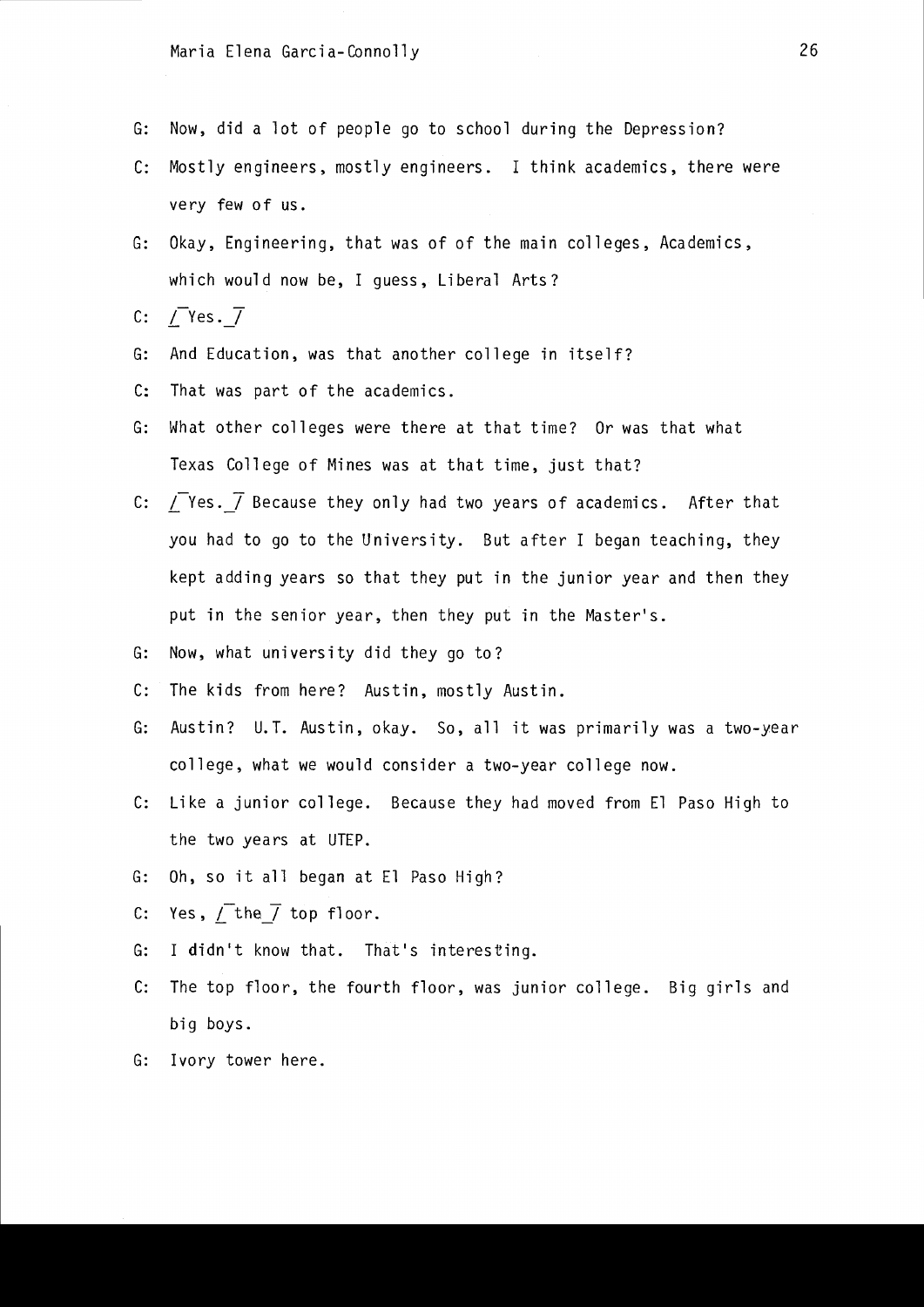G: Now, did a lot of people go to school during the Depression?

C: Mostly engineers, mostly engineers. I think academics, there were very few of us.

G: Okay, Engineering, that was of of the main colleges, Academics, which would now be, I guess, Liberal Arts?

C: /Yes./

G: And Education, was that another college in itself?

C: That was part of the academics.

G: What other colleges were there at that time? Or was that what Texas College of Mines was at that time, just that?

C: /Yes./ Because they only had two years of academics. After that you had to go to the University. But after I began teaching, they kept adding years so that they put in the junior year and then they put in the senior year, then they put in the Master's.

G: Now, what university did they go to?

C: The kids from here? Austin, mostly Austin.

G: Austin? U.T. Austin, okay. So, all it was primarily was a two-year college, what we would consider a two-year college now.

C: Like a junior college. Because they had moved from El Paso High to the two years at UTEP.

G: Oh, so it all began at El Paso High?

C: Yes, /the/ top floor.

G: I didn't know that. That's interesting.

C: The top floor, the fourth floor, was junior college. Big girls and big boys.

G: Ivory tower here.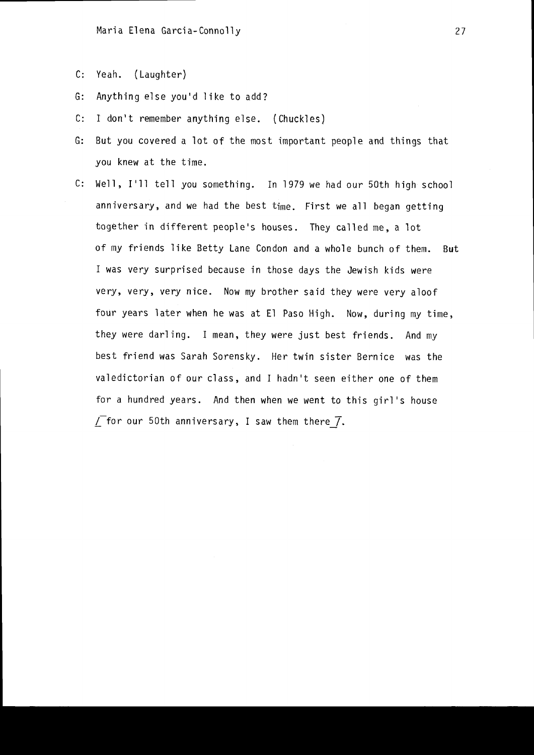C: Yeah. (Laughter)

G: Anything else you'd like to add?

C: I don't remember anything else. (Chuckles)

G: But you covered a lot of the most important people and things that you knew at the time.

C: Well, I'll tell you something. In 1979 we had our 50th high school anniversary, and we had the best time. First we all began getting together in different people's houses. They called me, a lot of my friends like Betty Lane Condon and a whole bunch of them. But I was very surprised because in those days the Jewish kids were very, very, very nice. Now my brother said they were very aloof four years later when he was at El Paso High. Now, during my time, they were darling. I mean, they were just best friends. And my best friend was Sarah Sorensky. Her twin sister Bernice was the valedictorian of our class, and I hadn't seen either one of them for a hundred years. And then when we went to this girl's house [for our 50th anniversary, I saw them there].